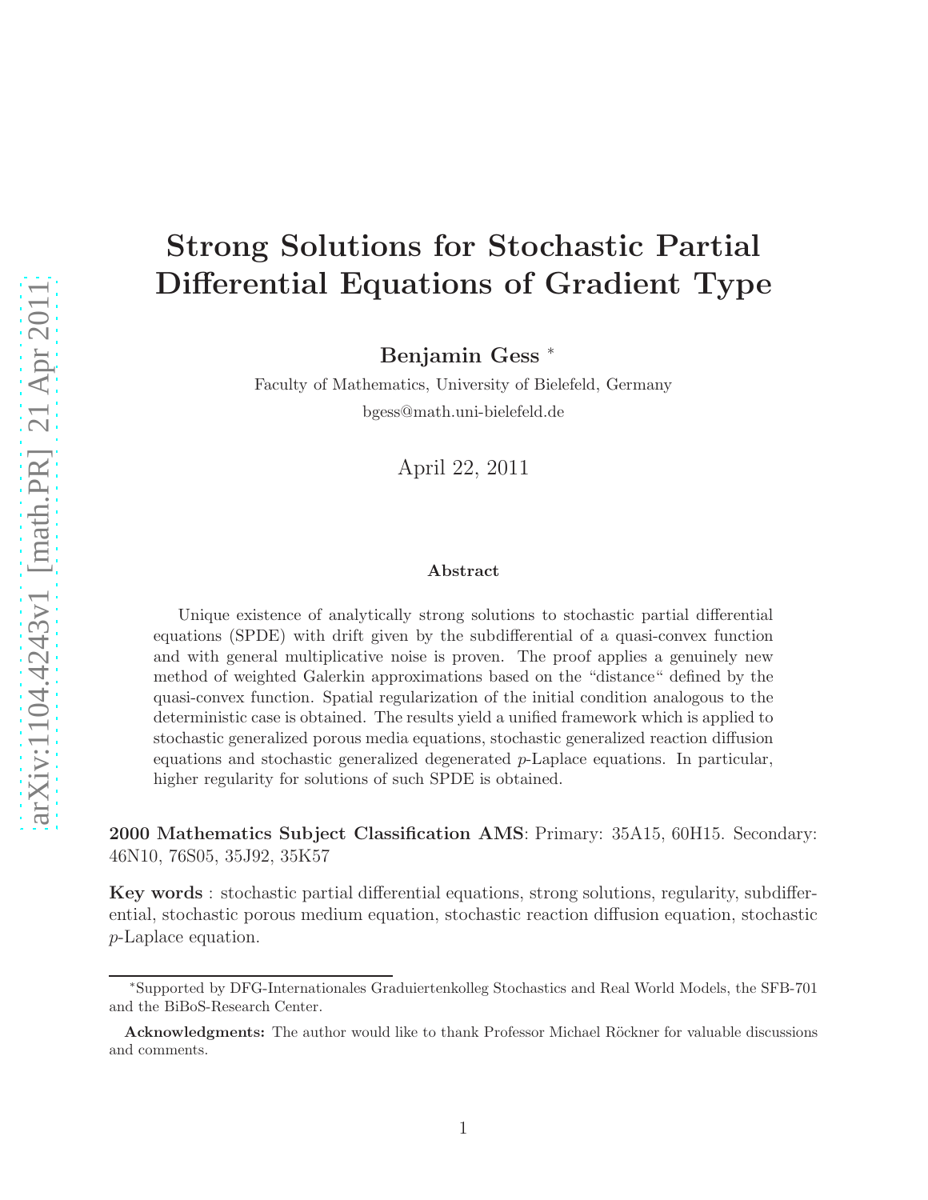# Strong Solutions for Stochastic Partial Differential Equations of Gradient Type

**Benjamin Gess** [*]

Faculty of Mathematics, University of Bielefeld, Germany

bgess@math.uni-bielefeld.de

April 22, 2011

### Abstract

Unique existence of analytically strong solutions to stochastic partial differential equations (SPDE) with drift given by the subdifferential of a quasi-convex function and with general multiplicative noise is proven. The proof applies a genuinely new method of weighted Galerkin approximations based on the "distance" defined by the quasi-convex function. Spatial regularization of the initial condition analogous to the deterministic case is obtained. The results yield a unified framework which is applied to stochastic generalized porous media equations, stochastic generalized reaction diffusion equations and stochastic generalized degenerated $p$-Laplace equations. In particular, higher regularity for solutions of such SPDE is obtained.

**2000 Mathematics Subject Classification AMS**: Primary: 35A15, 60H15. Secondary: 46N10, 76S05, 35J92, 35K57

**Key words** : stochastic partial differential equations, strong solutions, regularity, subdifferential, stochastic porous medium equation, stochastic reaction diffusion equation, stochastic $p$-Laplace equation.

---

[*] Supported by DFG-Internationales Graduiertenkolleg Stochastics and Real World Models, the SFB-701 and the BiBoS-Research Center.

**Acknowledgments:** The author would like to thank Professor Michael Röckner for valuable discussions and comments.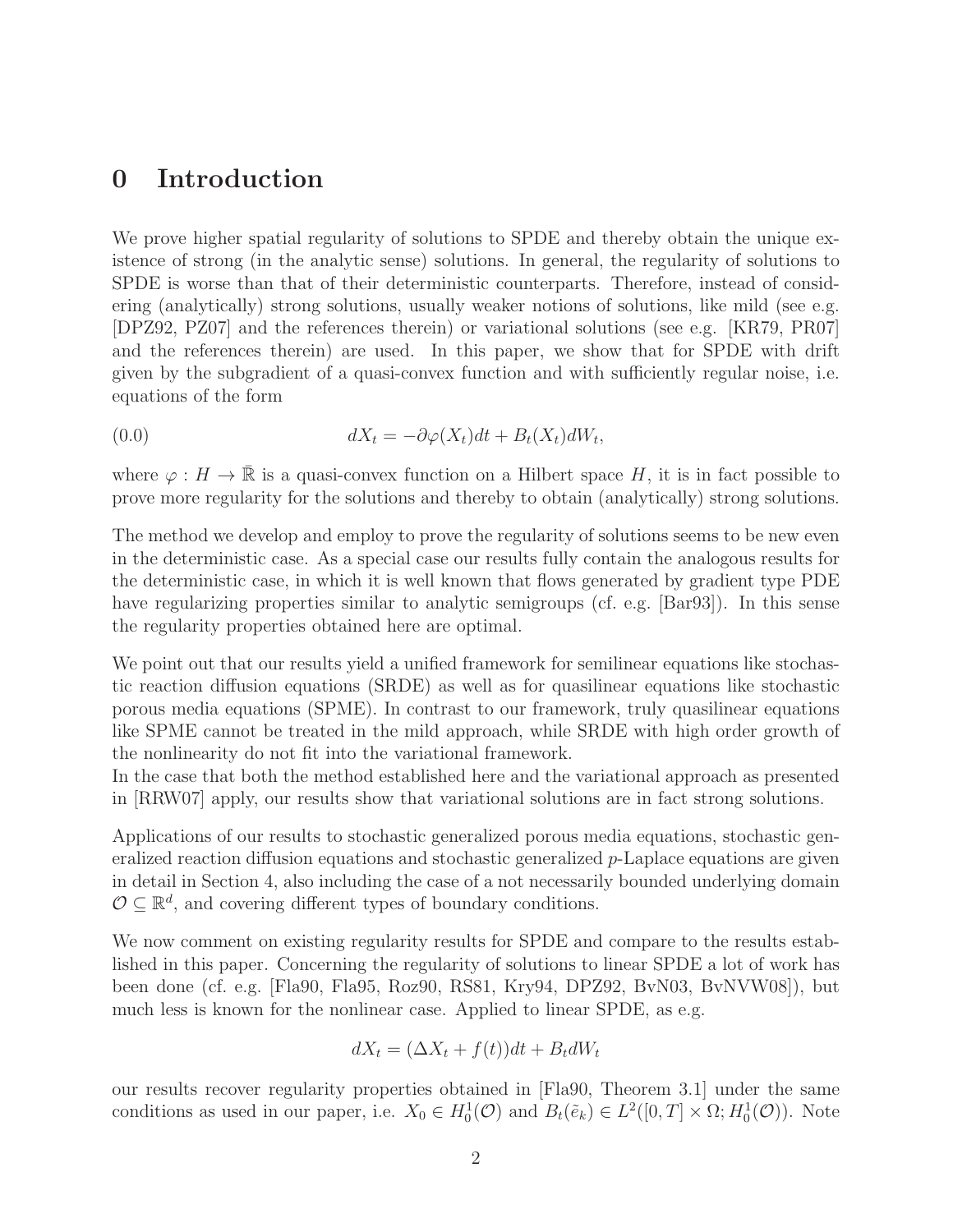# 0 Introduction

We prove higher spatial regularity of solutions to SPDE and thereby obtain the unique existence of strong (in the analytic sense) solutions. In general, the regularity of solutions to SPDE is worse than that of their deterministic counterparts. Therefore, instead of considering (analytically) strong solutions, usually weaker notions of solutions, like mild (see e.g. [DPZ92, PZ07] and the references therein) or variational solutions (see e.g. [KR79, PR07] and the references therein) are used. In this paper, we show that for SPDE with drift given by the subgradient of a quasi-convex function and with sufficiently regular noise, i.e. equations of the form

$$dX_t = -\partial\varphi(X_t)dt + B_t(X_t)dW_t, \tag{0.0}$$

where $\varphi : H \to \bar{\mathbb{R}}$ is a quasi-convex function on a Hilbert space $H$, it is in fact possible to prove more regularity for the solutions and thereby to obtain (analytically) strong solutions.

The method we develop and employ to prove the regularity of solutions seems to be new even in the deterministic case. As a special case our results fully contain the analogous results for the deterministic case, in which it is well known that flows generated by gradient type PDE have regularizing properties similar to analytic semigroups (cf. e.g. [Bar93]). In this sense the regularity properties obtained here are optimal.

We point out that our results yield a unified framework for semilinear equations like stochastic reaction diffusion equations (SRDE) as well as for quasilinear equations like stochastic porous media equations (SPME). In contrast to our framework, truly quasilinear equations like SPME cannot be treated in the mild approach, while SRDE with high order growth of the nonlinearity do not fit into the variational framework.
In the case that both the method established here and the variational approach as presented in [RRW07] apply, our results show that variational solutions are in fact strong solutions.

Applications of our results to stochastic generalized porous media equations, stochastic generalized reaction diffusion equations and stochastic generalized $p$-Laplace equations are given in detail in Section 4, also including the case of a not necessarily bounded underlying domain $\mathcal{O} \subseteq \mathbb{R}^d$, and covering different types of boundary conditions.

We now comment on existing regularity results for SPDE and compare to the results established in this paper. Concerning the regularity of solutions to linear SPDE a lot of work has been done (cf. e.g. [Fla90, Fla95, Roz90, RS81, Kry94, DPZ92, BvN03, BvNVW08]), but much less is known for the nonlinear case. Applied to linear SPDE, as e.g.

$$dX_t = (\Delta X_t + f(t))dt + B_t dW_t$$

our results recover regularity properties obtained in [Fla90, Theorem 3.1] under the same conditions as used in our paper, i.e. $X_0 \in H_0^1(\mathcal{O})$ and $B_t(\tilde{e}_k) \in L^2([0,T] \times \Omega; H_0^1(\mathcal{O}))$. Note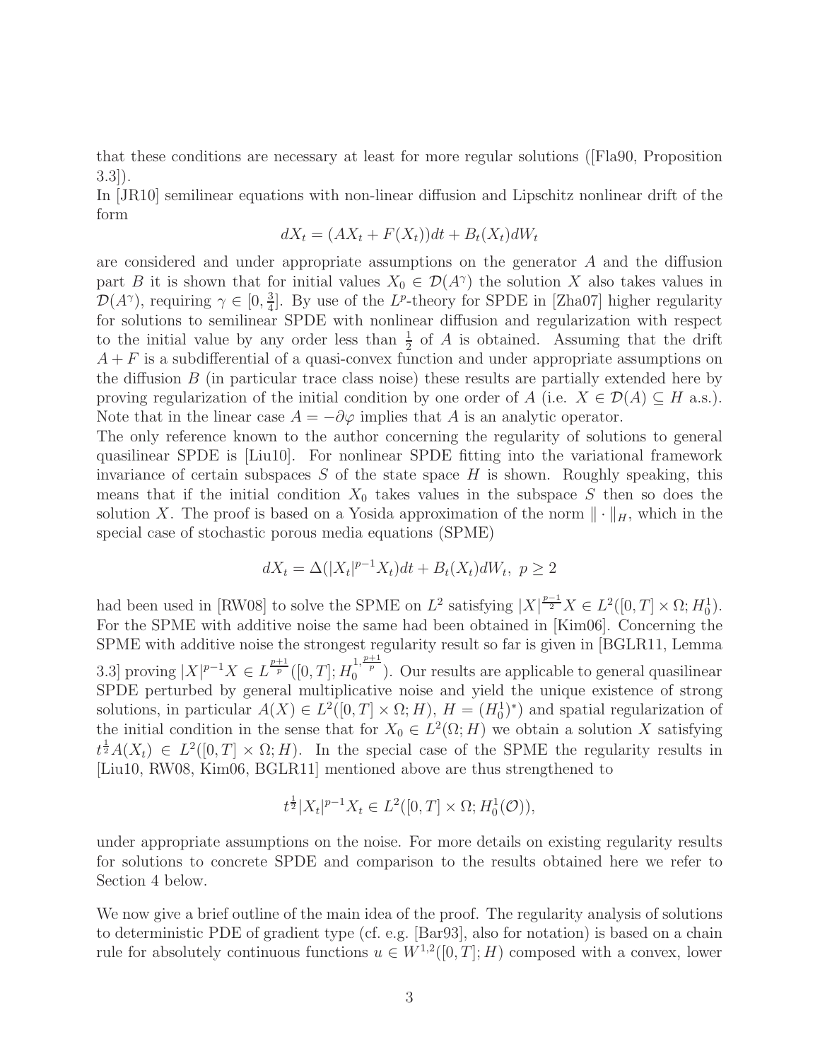that these conditions are necessary at least for more regular solutions ([Fla90, Proposition 3.3]).

In [JR10] semilinear equations with non-linear diffusion and Lipschitz nonlinear drift of the form

$$dX_t = (AX_t + F(X_t))dt + B_t(X_t)dW_t$$

are considered and under appropriate assumptions on the generator $A$ and the diffusion part $B$ it is shown that for initial values $X_0 \in \mathcal{D}(A^\gamma)$ the solution $X$ also takes values in $\mathcal{D}(A^\gamma)$, requiring $\gamma \in [0, \frac{3}{4}]$. By use of the $L^p$-theory for SPDE in [Zha07] higher regularity for solutions to semilinear SPDE with nonlinear diffusion and regularization with respect to the initial value by any order less than $\frac{1}{2}$ of $A$ is obtained. Assuming that the drift $A + F$ is a subdifferential of a quasi-convex function and under appropriate assumptions on the diffusion $B$ (in particular trace class noise) these results are partially extended here by proving regularization of the initial condition by one order of $A$ (i.e. $X \in \mathcal{D}(A) \subseteq H$ a.s.). Note that in the linear case $A = -\partial\varphi$ implies that $A$ is an analytic operator.

The only reference known to the author concerning the regularity of solutions to general quasilinear SPDE is [Liu10]. For nonlinear SPDE fitting into the variational framework invariance of certain subspaces $S$ of the state space $H$ is shown. Roughly speaking, this means that if the initial condition $X_0$ takes values in the subspace $S$ then so does the solution $X$. The proof is based on a Yosida approximation of the norm $\|\cdot\|_H$, which in the special case of stochastic porous media equations (SPME)

$$dX_t = \Delta(|X_t|^{p-1}X_t)dt + B_t(X_t)dW_t, \ p \geq 2$$

had been used in [RW08] to solve the SPME on $L^2$ satisfying $|X|^{\frac{p-1}{2}}X \in L^2([0,T] \times \Omega; H_0^1)$. For the SPME with additive noise the same had been obtained in [Kim06]. Concerning the SPME with additive noise the strongest regularity result so far is given in [BGLR11, Lemma 3.3] proving $|X|^{p-1}X \in L^{\frac{p+1}{p}}([0,T]; H_0^{1,\frac{p+1}{p}})$. Our results are applicable to general quasilinear SPDE perturbed by general multiplicative noise and yield the unique existence of strong solutions, in particular $A(X) \in L^2([0,T] \times \Omega; H)$, $H = (H_0^1)^*$) and spatial regularization of the initial condition in the sense that for $X_0 \in L^2(\Omega; H)$ we obtain a solution $X$ satisfying $t^{\frac{1}{2}}A(X_t) \in L^2([0,T] \times \Omega; H)$. In the special case of the SPME the regularity results in [Liu10, RW08, Kim06, BGLR11] mentioned above are thus strengthened to

$$t^{\frac{1}{2}}|X_t|^{p-1}X_t \in L^2([0,T] \times \Omega; H_0^1(\mathcal{O})),$$

under appropriate assumptions on the noise. For more details on existing regularity results for solutions to concrete SPDE and comparison to the results obtained here we refer to Section 4 below.

We now give a brief outline of the main idea of the proof. The regularity analysis of solutions to deterministic PDE of gradient type (cf. e.g. [Bar93], also for notation) is based on a chain rule for absolutely continuous functions $u \in W^{1,2}([0,T]; H)$ composed with a convex, lower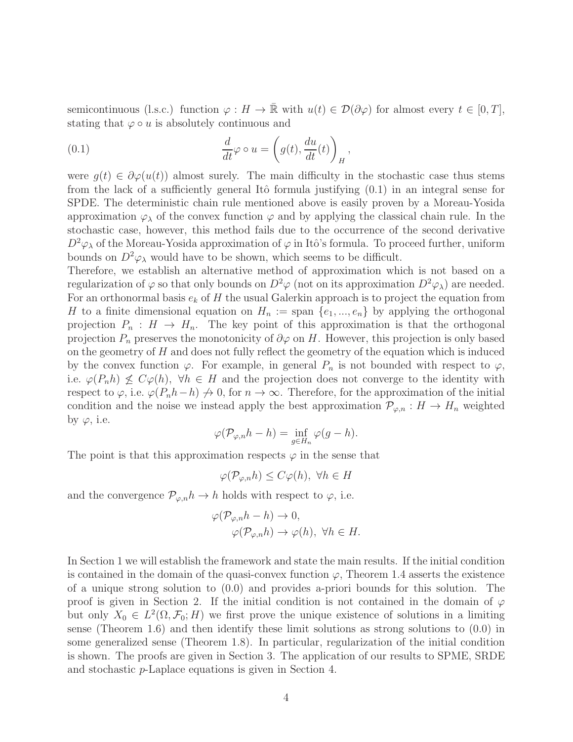semicontinuous (l.s.c.) function $\varphi : H \to \bar{\mathbb{R}}$ with $u(t) \in \mathcal{D}(\partial\varphi)$ for almost every $t \in [0,T]$, stating that $\varphi \circ u$ is absolutely continuous and

$$\frac{d}{dt}\varphi \circ u = \left( g(t), \frac{du}{dt}(t) \right)_H, \tag{0.1}$$

were $g(t) \in \partial\varphi(u(t))$ almost surely. The main difficulty in the stochastic case thus stems from the lack of a sufficiently general Itô formula justifying (0.1) in an integral sense for SPDE. The deterministic chain rule mentioned above is easily proven by a Moreau-Yosida approximation $\varphi_\lambda$ of the convex function $\varphi$ and by applying the classical chain rule. In the stochastic case, however, this method fails due to the occurrence of the second derivative $D^2\varphi_\lambda$ of the Moreau-Yosida approximation of $\varphi$ in Itô's formula. To proceed further, uniform bounds on $D^2\varphi_\lambda$ would have to be shown, which seems to be difficult.

Therefore, we establish an alternative method of approximation which is not based on a regularization of $\varphi$ so that only bounds on $D^2\varphi$ (not on its approximation $D^2\varphi_\lambda$) are needed. For an orthonormal basis $e_k$ of $H$ the usual Galerkin approach is to project the equation from $H$ to a finite dimensional equation on $H_n := \text{span}\ \{e_1, ..., e_n\}$ by applying the orthogonal projection $P_n : H \to H_n$. The key point of this approximation is that the orthogonal projection $P_n$ preserves the monotonicity of $\partial\varphi$ on $H$. However, this projection is only based on the geometry of $H$ and does not fully reflect the geometry of the equation which is induced by the convex function $\varphi$. For example, in general $P_n$ is not bounded with respect to $\varphi$, i.e. $\varphi(P_n h) \not\leq C\varphi(h),\ \forall h \in H$ and the projection does not converge to the identity with respect to $\varphi$, i.e. $\varphi(P_n h - h) \not\to 0$, for $n \to \infty$. Therefore, for the approximation of the initial condition and the noise we instead apply the best approximation $\mathcal{P}_{\varphi,n} : H \to H_n$ weighted by $\varphi$, i.e.

$$\varphi(\mathcal{P}_{\varphi,n} h - h) = \inf_{g \in H_n} \varphi(g - h).$$

The point is that this approximation respects $\varphi$ in the sense that

$$\varphi(\mathcal{P}_{\varphi,n} h) \leq C\varphi(h),\ \forall h \in H$$

and the convergence $\mathcal{P}_{\varphi,n} h \to h$ holds with respect to $\varphi$, i.e.

$$\begin{aligned} \varphi(\mathcal{P}_{\varphi,n} h - h) &\to 0, \\ \varphi(\mathcal{P}_{\varphi,n} h) &\to \varphi(h),\ \forall h \in H. \end{aligned}$$

In Section 1 we will establish the framework and state the main results. If the initial condition is contained in the domain of the quasi-convex function $\varphi$, Theorem 1.4 asserts the existence of a unique strong solution to (0.0) and provides a-priori bounds for this solution. The proof is given in Section 2. If the initial condition is not contained in the domain of $\varphi$ but only $X_0 \in L^2(\Omega, \mathcal{F}_0; H)$ we first prove the unique existence of solutions in a limiting sense (Theorem 1.6) and then identify these limit solutions as strong solutions to (0.0) in some generalized sense (Theorem 1.8). In particular, regularization of the initial condition is shown. The proofs are given in Section 3. The application of our results to SPME, SRDE and stochastic $p$-Laplace equations is given in Section 4.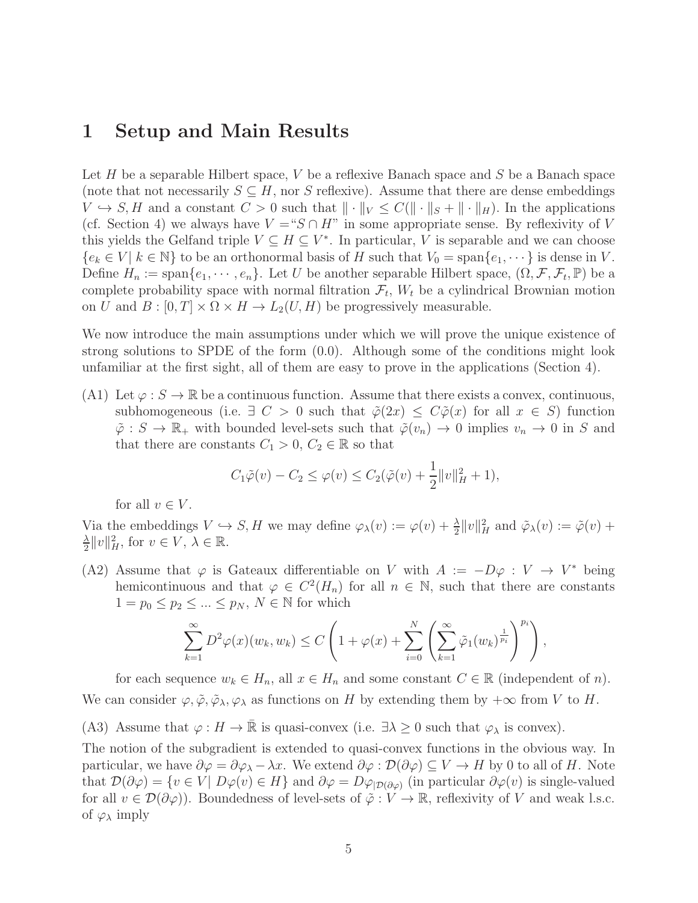# 1 Setup and Main Results

Let $H$ be a separable Hilbert space, $V$ be a reflexive Banach space and $S$ be a Banach space (note that not necessarily $S \subseteq H$, nor $S$ reflexive). Assume that there are dense embeddings $V \hookrightarrow S, H$ and a constant $C > 0$ such that $\| \cdot \|_V \leq C(\| \cdot \|_S + \| \cdot \|_H)$. In the applications (cf. Section 4) we always have $V =$"$S \cap H$" in some appropriate sense. By reflexivity of $V$ this yields the Gelfand triple $V \subseteq H \subseteq V^*$. In particular, $V$ is separable and we can choose $\{e_k \in V | \, k \in \mathbb{N}\}$ to be an orthonormal basis of $H$ such that $V_0 = \text{span}\{e_1, \cdots\}$ is dense in $V$. Define $H_n := \text{span}\{e_1, \cdots, e_n\}$. Let $U$ be another separable Hilbert space, $(\Omega, \mathcal{F}, \mathcal{F}_t, \mathbb{P})$ be a complete probability space with normal filtration $\mathcal{F}_t$, $W_t$ be a cylindrical Brownian motion on $U$ and $B : [0,T] \times \Omega \times H \to L_2(U, H)$ be progressively measurable.

We now introduce the main assumptions under which we will prove the unique existence of strong solutions to SPDE of the form (0.0). Although some of the conditions might look unfamiliar at the first sight, all of them are easy to prove in the applications (Section 4).

(A1) Let $\varphi : S \to \mathbb{R}$ be a continuous function. Assume that there exists a convex, continuous, subhomogeneous (i.e. $\exists \, C > 0$ such that $\tilde{\varphi}(2x) \leq C\tilde{\varphi}(x)$ for all $x \in S$) function $\tilde{\varphi} : S \to \mathbb{R}_+$ with bounded level-sets such that $\tilde{\varphi}(v_n) \to 0$ implies $v_n \to 0$ in $S$ and that there are constants $C_1 > 0$, $C_2 \in \mathbb{R}$ so that

$$C_1 \tilde{\varphi}(v) - C_2 \leq \varphi(v) \leq C_2(\tilde{\varphi}(v) + \frac{1}{2}\|v\|_H^2 + 1),$$

for all $v \in V$.

Via the embeddings $V \hookrightarrow S, H$ we may define $\varphi_\lambda(v) := \varphi(v) + \frac{\lambda}{2}\|v\|_H^2$ and $\tilde{\varphi}_\lambda(v) := \tilde{\varphi}(v) + \frac{\lambda}{2}\|v\|_H^2$, for $v \in V$, $\lambda \in \mathbb{R}$.

(A2) Assume that $\varphi$ is Gateaux differentiable on $V$ with $A := -D\varphi : V \to V^*$ being hemicontinuous and that $\varphi \in C^2(H_n)$ for all $n \in \mathbb{N}$, such that there are constants $1 = p_0 \leq p_2 \leq ... \leq p_N$, $N \in \mathbb{N}$ for which

$$\sum_{k=1}^{\infty} D^2\varphi(x)(w_k, w_k) \leq C\left(1 + \varphi(x) + \sum_{i=0}^{N}\left(\sum_{k=1}^{\infty} \tilde{\varphi}_1(w_k)^{\frac{1}{p_i}}\right)^{p_i}\right),$$

for each sequence $w_k \in H_n$, all $x \in H_n$ and some constant $C \in \mathbb{R}$ (independent of $n$).

We can consider $\varphi, \tilde{\varphi}, \tilde{\varphi}_\lambda, \varphi_\lambda$ as functions on $H$ by extending them by $+\infty$ from $V$ to $H$.

(A3) Assume that $\varphi : H \to \bar{\mathbb{R}}$ is quasi-convex (i.e. $\exists \lambda \geq 0$ such that $\varphi_\lambda$ is convex).

The notion of the subgradient is extended to quasi-convex functions in the obvious way. In particular, we have $\partial\varphi = \partial\varphi_\lambda - \lambda x$. We extend $\partial\varphi : \mathcal{D}(\partial\varphi) \subseteq V \to H$ by 0 to all of $H$. Note that $\mathcal{D}(\partial\varphi) = \{v \in V | \, D\varphi(v) \in H\}$ and $\partial\varphi = D\varphi_{|\mathcal{D}(\partial\varphi)}$ (in particular $\partial\varphi(v)$ is single-valued for all $v \in \mathcal{D}(\partial\varphi)$). Boundedness of level-sets of $\tilde{\varphi} : V \to \mathbb{R}$, reflexivity of $V$ and weak l.s.c. of $\varphi_\lambda$ imply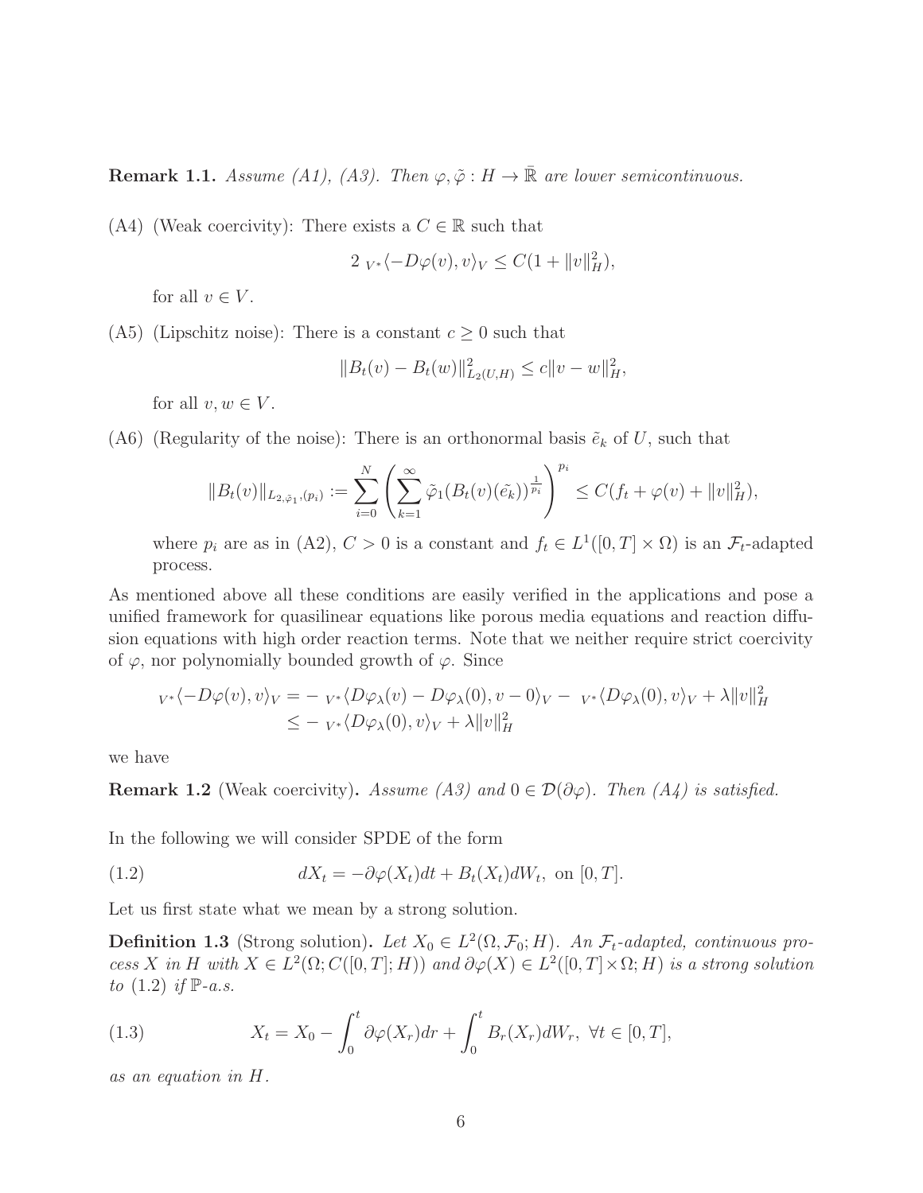**Remark 1.1.** *Assume (A1), (A3). Then $\varphi, \tilde{\varphi} : H \to \bar{\mathbb{R}}$ are lower semicontinuous.*

(A4) (Weak coercivity): There exists a $C \in \mathbb{R}$ such that

$$2 \ {}_{V^*}\langle -D\varphi(v), v\rangle_V \leq C(1 + \|v\|_H^2),$$

for all $v \in V$.

(A5) (Lipschitz noise): There is a constant $c \geq 0$ such that

$$\|B_t(v) - B_t(w)\|_{L_2(U,H)}^2 \leq c\|v - w\|_H^2,$$

for all $v, w \in V$.

(A6) (Regularity of the noise): There is an orthonormal basis $\tilde{e}_k$ of $U$, such that

$$\|B_t(v)\|_{L_{2,\tilde{\varphi}_1,(p_i)}} := \sum_{i=0}^{N} \left( \sum_{k=1}^{\infty} \tilde{\varphi}_1(B_t(v)(\tilde{e_k}))^{\frac{1}{p_i}} \right)^{p_i} \leq C(f_t + \varphi(v) + \|v\|_H^2),$$

where $p_i$ are as in (A2), $C > 0$ is a constant and $f_t \in L^1([0,T] \times \Omega)$ is an $\mathcal{F}_t$-adapted process.

As mentioned above all these conditions are easily verified in the applications and pose a unified framework for quasilinear equations like porous media equations and reaction diffusion equations with high order reaction terms. Note that we neither require strict coercivity of $\varphi$, nor polynomially bounded growth of $\varphi$. Since

$$\begin{aligned}
{}_{V^*}\langle -D\varphi(v), v\rangle_V &= - \ {}_{V^*}\langle D\varphi_\lambda(v) - D\varphi_\lambda(0), v - 0\rangle_V - \ {}_{V^*}\langle D\varphi_\lambda(0), v\rangle_V + \lambda\|v\|_H^2 \\
&\leq - \ {}_{V^*}\langle D\varphi_\lambda(0), v\rangle_V + \lambda\|v\|_H^2
\end{aligned}$$

we have

**Remark 1.2** (Weak coercivity)**.** *Assume (A3) and $0 \in \mathcal{D}(\partial\varphi)$. Then (A4) is satisfied.*

In the following we will consider SPDE of the form

$$dX_t = -\partial\varphi(X_t)dt + B_t(X_t)dW_t, \text{ on } [0,T]. \tag{1.2}$$

Let us first state what we mean by a strong solution.

**Definition 1.3** (Strong solution)**.** *Let $X_0 \in L^2(\Omega, \mathcal{F}_0; H)$. An $\mathcal{F}_t$-adapted, continuous process $X$ in $H$ with $X \in L^2(\Omega; C([0,T]; H))$ and $\partial\varphi(X) \in L^2([0,T] \times \Omega; H)$ is a strong solution to* (1.2) *if $\mathbb{P}$-a.s.*

$$X_t = X_0 - \int_0^t \partial\varphi(X_r)dr + \int_0^t B_r(X_r)dW_r, \ \forall t \in [0,T], \tag{1.3}$$

*as an equation in $H$.*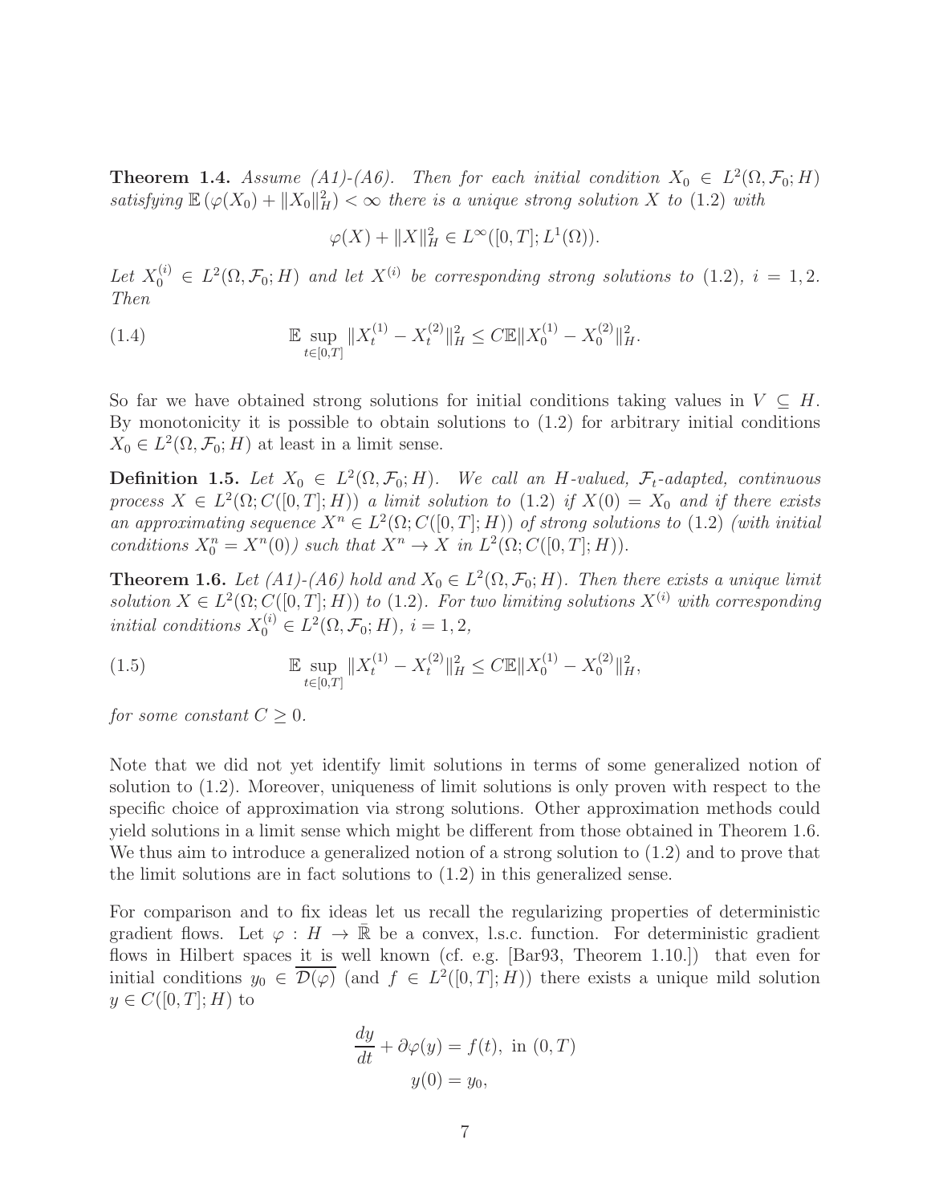**Theorem 1.4.** *Assume (A1)-(A6). Then for each initial condition $X_0 \in L^2(\Omega, \mathcal{F}_0; H)$ satisfying $\mathbb{E}\left(\varphi(X_0) + \|X_0\|_H^2\right) < \infty$ there is a unique strong solution $X$ to (1.2) with*

$$\varphi(X) + \|X\|_H^2 \in L^\infty([0,T]; L^1(\Omega)).$$

*Let $X_0^{(i)} \in L^2(\Omega, \mathcal{F}_0; H)$ and let $X^{(i)}$ be corresponding strong solutions to (1.2), $i = 1, 2$. Then*

$$\mathbb{E} \sup_{t \in [0,T]} \|X_t^{(1)} - X_t^{(2)}\|_H^2 \le C \mathbb{E} \|X_0^{(1)} - X_0^{(2)}\|_H^2. \tag{1.4}$$

So far we have obtained strong solutions for initial conditions taking values in $V \subseteq H$. By monotonicity it is possible to obtain solutions to (1.2) for arbitrary initial conditions $X_0 \in L^2(\Omega, \mathcal{F}_0; H)$ at least in a limit sense.

**Definition 1.5.** *Let $X_0 \in L^2(\Omega, \mathcal{F}_0; H)$. We call an $H$-valued, $\mathcal{F}_t$-adapted, continuous process $X \in L^2(\Omega; C([0,T]; H))$ a limit solution to (1.2) if $X(0) = X_0$ and if there exists an approximating sequence $X^n \in L^2(\Omega; C([0,T]; H))$ of strong solutions to (1.2) (with initial conditions $X_0^n = X^n(0)$) such that $X^n \to X$ in $L^2(\Omega; C([0,T]; H))$.*

**Theorem 1.6.** *Let (A1)-(A6) hold and $X_0 \in L^2(\Omega, \mathcal{F}_0; H)$. Then there exists a unique limit solution $X \in L^2(\Omega; C([0,T]; H))$ to (1.2). For two limiting solutions $X^{(i)}$ with corresponding initial conditions $X_0^{(i)} \in L^2(\Omega, \mathcal{F}_0; H)$, $i = 1, 2$,*

$$\mathbb{E} \sup_{t \in [0,T]} \|X_t^{(1)} - X_t^{(2)}\|_H^2 \le C \mathbb{E} \|X_0^{(1)} - X_0^{(2)}\|_H^2, \tag{1.5}$$

*for some constant $C \geq 0$.*

Note that we did not yet identify limit solutions in terms of some generalized notion of solution to (1.2). Moreover, uniqueness of limit solutions is only proven with respect to the specific choice of approximation via strong solutions. Other approximation methods could yield solutions in a limit sense which might be different from those obtained in Theorem 1.6. We thus aim to introduce a generalized notion of a strong solution to (1.2) and to prove that the limit solutions are in fact solutions to (1.2) in this generalized sense.

For comparison and to fix ideas let us recall the regularizing properties of deterministic gradient flows. Let $\varphi : H \to \bar{\mathbb{R}}$ be a convex, l.s.c. function. For deterministic gradient flows in Hilbert spaces it is well known (cf. e.g. [Bar93, Theorem 1.10.]) that even for initial conditions $y_0 \in \overline{\mathcal{D}(\varphi)}$ (and $f \in L^2([0,T]; H)$) there exists a unique mild solution $y \in C([0,T]; H)$ to

$$\begin{aligned}
\frac{dy}{dt} + \partial\varphi(y) &= f(t), \text{ in } (0,T) \\
y(0) &= y_0,
\end{aligned}$$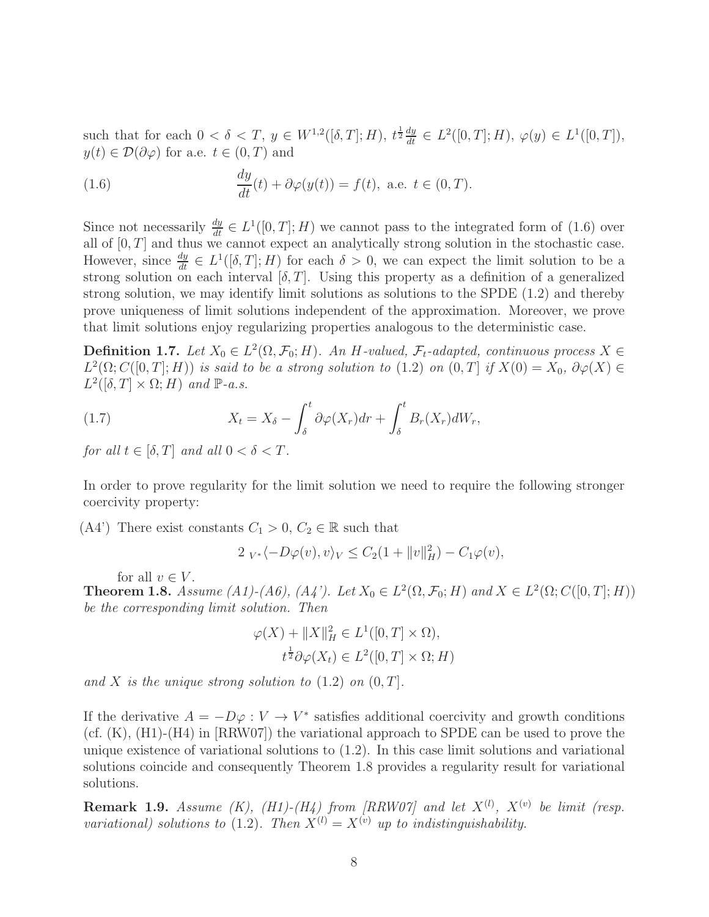such that for each $0 < \delta < T$, $y \in W^{1,2}([\delta,T];H)$, $t^{\frac{1}{2}}\frac{dy}{dt} \in L^2([0,T];H)$, $\varphi(y) \in L^1([0,T])$, $y(t) \in \mathcal{D}(\partial\varphi)$ for a.e. $t \in (0,T)$ and

$$
\frac{dy}{dt}(t) + \partial\varphi(y(t)) = f(t), \text{ a.e. } t \in (0,T). \tag{1.6}
$$

Since not necessarily $\frac{dy}{dt} \in L^1([0,T];H)$ we cannot pass to the integrated form of (1.6) over all of $[0,T]$ and thus we cannot expect an analytically strong solution in the stochastic case. However, since $\frac{dy}{dt} \in L^1([\delta,T];H)$ for each $\delta > 0$, we can expect the limit solution to be a strong solution on each interval $[\delta,T]$. Using this property as a definition of a generalized strong solution, we may identify limit solutions as solutions to the SPDE (1.2) and thereby prove uniqueness of limit solutions independent of the approximation. Moreover, we prove that limit solutions enjoy regularizing properties analogous to the deterministic case.

**Definition 1.7.** *Let $X_0 \in L^2(\Omega,\mathcal{F}_0;H)$. An $H$-valued, $\mathcal{F}_t$-adapted, continuous process $X \in L^2(\Omega;C([0,T];H))$ is said to be a strong solution to* (1.2) *on $(0,T]$ if $X(0) = X_0$, $\partial\varphi(X) \in L^2([\delta,T]\times\Omega;H)$ and $\mathbb{P}$-a.s.*

$$
X_t = X_\delta - \int_\delta^t \partial\varphi(X_r)dr + \int_\delta^t B_r(X_r)dW_r, \tag{1.7}
$$

*for all $t \in [\delta,T]$ and all $0 < \delta < T$.*

In order to prove regularity for the limit solution we need to require the following stronger coercivity property:

(A4') There exist constants $C_1 > 0$, $C_2 \in \mathbb{R}$ such that

$$
2\ {}_{V^*}\langle -D\varphi(v), v\rangle_V \le C_2(1 + \|v\|_H^2) - C_1\varphi(v),
$$

for all $v \in V$.

**Theorem 1.8.** *Assume (A1)-(A6), (A4'). Let $X_0 \in L^2(\Omega,\mathcal{F}_0;H)$ and $X \in L^2(\Omega;C([0,T];H))$ be the corresponding limit solution. Then*

$$
\varphi(X) + \|X\|_H^2 \in L^1([0,T]\times\Omega),
$$
$$
t^{\frac{1}{2}}\partial\varphi(X_t) \in L^2([0,T]\times\Omega;H)
$$

*and $X$ is the unique strong solution to* (1.2) *on $(0,T]$.*

If the derivative $A = -D\varphi : V \to V^*$ satisfies additional coercivity and growth conditions (cf. (K), (H1)-(H4) in [RRW07]) the variational approach to SPDE can be used to prove the unique existence of variational solutions to (1.2). In this case limit solutions and variational solutions coincide and consequently Theorem 1.8 provides a regularity result for variational solutions.

**Remark 1.9.** *Assume (K), (H1)-(H4) from [RRW07] and let $X^{(l)}$, $X^{(v)}$ be limit (resp. variational) solutions to* (1.2). *Then $X^{(l)} = X^{(v)}$ up to indistinguishability.*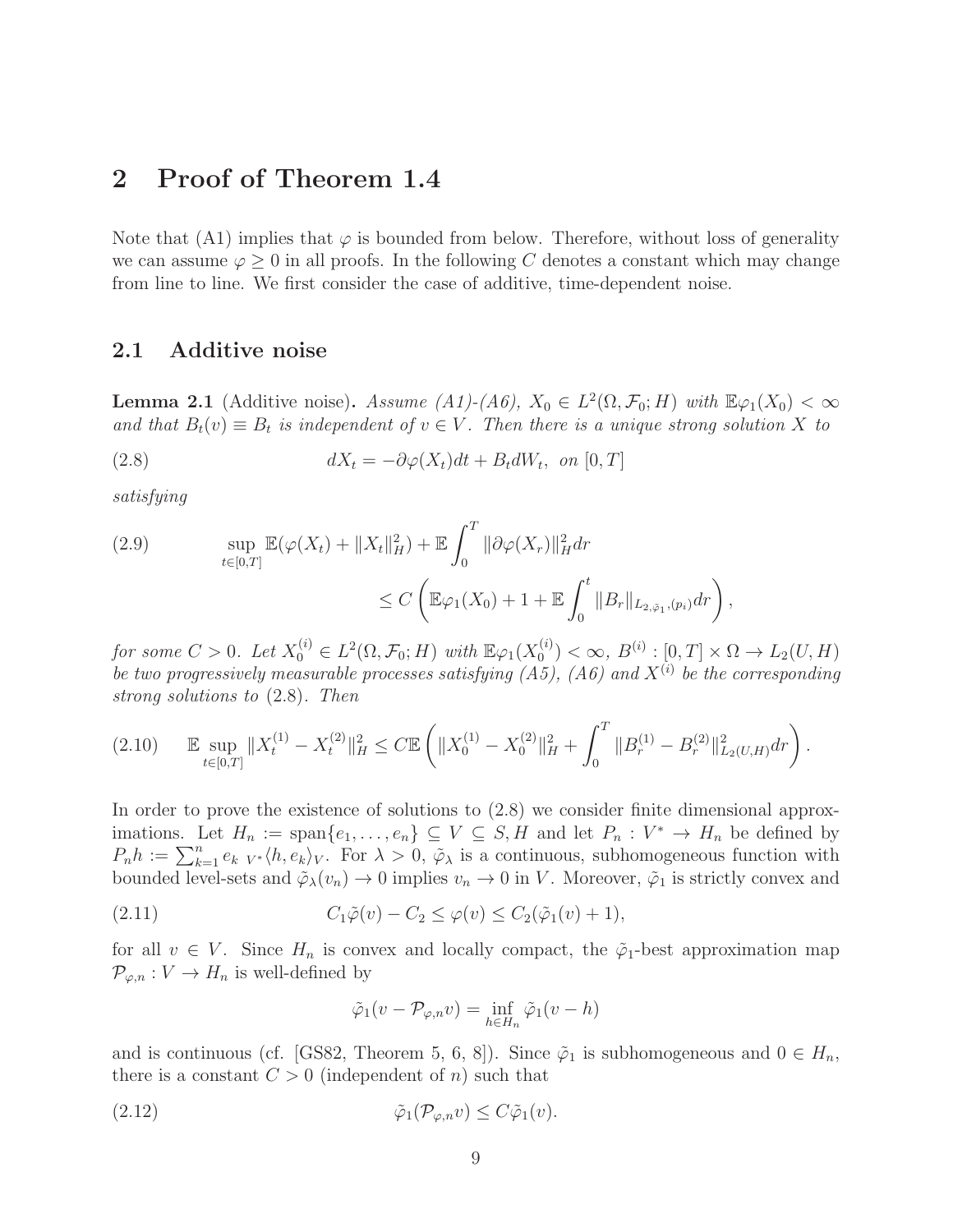# 2 Proof of Theorem 1.4

Note that (A1) implies that $\varphi$ is bounded from below. Therefore, without loss of generality we can assume $\varphi \geq 0$ in all proofs. In the following $C$ denotes a constant which may change from line to line. We first consider the case of additive, time-dependent noise.

## 2.1 Additive noise

**Lemma 2.1** (Additive noise)**.** *Assume (A1)-(A6), $X_0 \in L^2(\Omega, \mathcal{F}_0; H)$ with $\mathbb{E}\varphi_1(X_0) < \infty$ and that $B_t(v) \equiv B_t$ is independent of $v \in V$. Then there is a unique strong solution $X$ to*

$$dX_t = -\partial\varphi(X_t)dt + B_t dW_t, \ \text{ on } [0,T] \tag{2.8}$$

*satisfying*

$$\sup_{t\in[0,T]} \mathbb{E}(\varphi(X_t) + \|X_t\|_H^2) + \mathbb{E}\int_0^T \|\partial\varphi(X_r)\|_H^2 dr \leq C\left(\mathbb{E}\varphi_1(X_0) + 1 + \mathbb{E}\int_0^t \|B_r\|_{L_{2,\tilde{\varphi}_1,(p_i)}} dr\right), \tag{2.9}$$

*for some $C > 0$. Let $X_0^{(i)} \in L^2(\Omega, \mathcal{F}_0; H)$ with $\mathbb{E}\varphi_1(X_0^{(i)}) < \infty$, $B^{(i)} : [0,T] \times \Omega \to L_2(U,H)$ be two progressively measurable processes satisfying (A5), (A6) and $X^{(i)}$ be the corresponding strong solutions to* (2.8)*. Then*

$$\mathbb{E}\sup_{t\in[0,T]} \|X_t^{(1)} - X_t^{(2)}\|_H^2 \leq C\mathbb{E}\left(\|X_0^{(1)} - X_0^{(2)}\|_H^2 + \int_0^T \|B_r^{(1)} - B_r^{(2)}\|_{L_2(U,H)}^2 dr\right). \tag{2.10}$$

In order to prove the existence of solutions to (2.8) we consider finite dimensional approximations. Let $H_n := \text{span}\{e_1, \dots, e_n\} \subseteq V \subseteq S, H$ and let $P_n : V^* \to H_n$ be defined by $P_n h := \sum_{k=1}^n e_k \ {}_{V^*}\langle h, e_k\rangle_V$. For $\lambda > 0$, $\tilde{\varphi}_\lambda$ is a continuous, subhomogeneous function with bounded level-sets and $\tilde{\varphi}_\lambda(v_n) \to 0$ implies $v_n \to 0$ in $V$. Moreover, $\tilde{\varphi}_1$ is strictly convex and

$$C_1\tilde{\varphi}(v) - C_2 \leq \varphi(v) \leq C_2(\tilde{\varphi}_1(v) + 1), \tag{2.11}$$

for all $v \in V$. Since $H_n$ is convex and locally compact, the $\tilde{\varphi}_1$-best approximation map $\mathcal{P}_{\varphi,n} : V \to H_n$ is well-defined by

$$\tilde{\varphi}_1(v - \mathcal{P}_{\varphi,n}v) = \inf_{h\in H_n} \tilde{\varphi}_1(v - h)$$

and is continuous (cf. [GS82, Theorem 5, 6, 8]). Since $\tilde{\varphi}_1$ is subhomogeneous and $0 \in H_n$, there is a constant $C > 0$ (independent of $n$) such that

$$\tilde{\varphi}_1(\mathcal{P}_{\varphi,n}v) \leq C\tilde{\varphi}_1(v). \tag{2.12}$$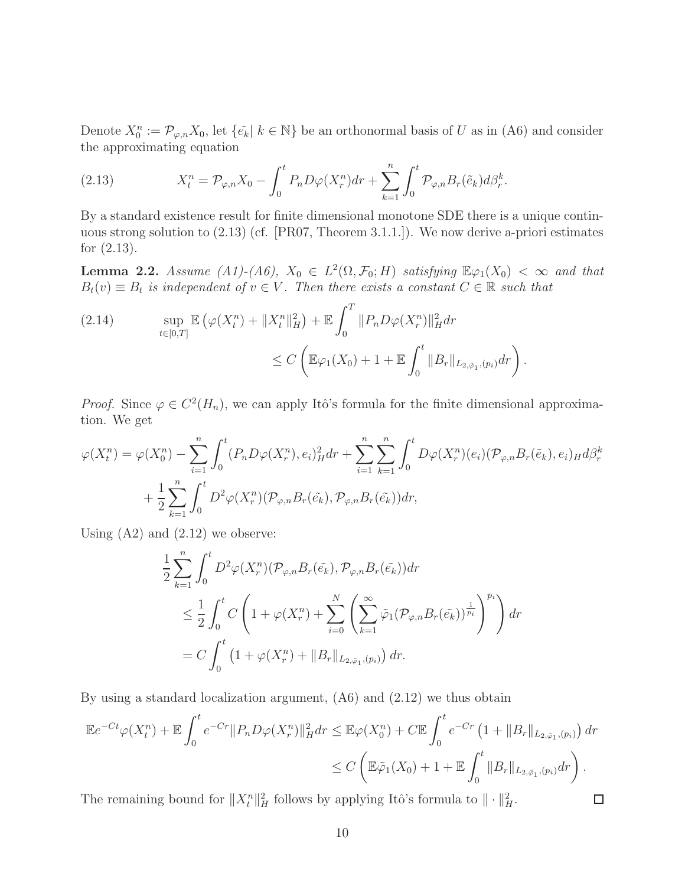Denote $X_0^n := \mathcal{P}_{\varphi,n} X_0$, let $\{\tilde{e_k} |\ k \in \mathbb{N}\}$ be an orthonormal basis of $U$ as in (A6) and consider the approximating equation

$$X_t^n = \mathcal{P}_{\varphi,n} X_0 - \int_0^t P_n D\varphi(X_r^n) dr + \sum_{k=1}^n \int_0^t \mathcal{P}_{\varphi,n} B_r(\tilde{e}_k) d\beta_r^k. \tag{2.13}$$

By a standard existence result for finite dimensional monotone SDE there is a unique continuous strong solution to (2.13) (cf. [PR07, Theorem 3.1.1.]). We now derive a-priori estimates for (2.13).

**Lemma 2.2.** *Assume (A1)-(A6), $X_0 \in L^2(\Omega, \mathcal{F}_0; H)$ satisfying $\mathbb{E}\varphi_1(X_0) < \infty$ and that $B_t(v) \equiv B_t$ is independent of $v \in V$. Then there exists a constant $C \in \mathbb{R}$ such that*

$$\begin{aligned} \sup_{t\in[0,T]} \mathbb{E}\left(\varphi(X_t^n) + \|X_t^n\|_H^2\right) + \mathbb{E}\int_0^T \|P_n D\varphi(X_r^n)\|_H^2 dr \\ \le C\left(\mathbb{E}\varphi_1(X_0) + 1 + \mathbb{E}\int_0^t \|B_r\|_{L_{2,\tilde{\varphi}_1,(p_i)}} dr\right). \end{aligned} \tag{2.14}$$

*Proof.* Since $\varphi \in C^2(H_n)$, we can apply Itô's formula for the finite dimensional approximation. We get

$$\begin{aligned} \varphi(X_t^n) = \varphi(X_0^n) &- \sum_{i=1}^n \int_0^t (P_n D\varphi(X_r^n), e_i)_H^2 dr + \sum_{i=1}^n \sum_{k=1}^n \int_0^t D\varphi(X_r^n)(e_i)(\mathcal{P}_{\varphi,n} B_r(\tilde{e}_k), e_i)_H d\beta_r^k \\ &+ \frac{1}{2} \sum_{k=1}^n \int_0^t D^2\varphi(X_r^n)(\mathcal{P}_{\varphi,n} B_r(\tilde{e_k}), \mathcal{P}_{\varphi,n} B_r(\tilde{e_k})) dr, \end{aligned}$$

Using (A2) and (2.12) we observe:

$$\begin{aligned} &\frac{1}{2} \sum_{k=1}^n \int_0^t D^2\varphi(X_r^n)(\mathcal{P}_{\varphi,n} B_r(\tilde{e_k}), \mathcal{P}_{\varphi,n} B_r(\tilde{e_k})) dr \\ &\quad \le \frac{1}{2} \int_0^t C\left(1 + \varphi(X_r^n) + \sum_{i=0}^N \left(\sum_{k=1}^\infty \tilde{\varphi}_1(\mathcal{P}_{\varphi,n} B_r(\tilde{e_k}))^{\frac{1}{p_i}}\right)^{p_i}\right) dr \\ &\quad = C\int_0^t \left(1 + \varphi(X_r^n) + \|B_r\|_{L_{2,\tilde{\varphi}_1,(p_i)}}\right) dr. \end{aligned}$$

By using a standard localization argument, (A6) and (2.12) we thus obtain

$$\begin{aligned} \mathbb{E}e^{-Ct}\varphi(X_t^n) + \mathbb{E}\int_0^t e^{-Cr}\|P_n D\varphi(X_r^n)\|_H^2 dr &\le \mathbb{E}\varphi(X_0^n) + C\mathbb{E}\int_0^t e^{-Cr}\left(1 + \|B_r\|_{L_{2,\tilde{\varphi}_1,(p_i)}}\right) dr \\ &\le C\left(\mathbb{E}\tilde{\varphi}_1(X_0) + 1 + \mathbb{E}\int_0^t \|B_r\|_{L_{2,\tilde{\varphi}_1,(p_i)}} dr\right). \end{aligned}$$

The remaining bound for $\|X_t^n\|_H^2$ follows by applying Itô's formula to $\|\cdot\|_H^2$. □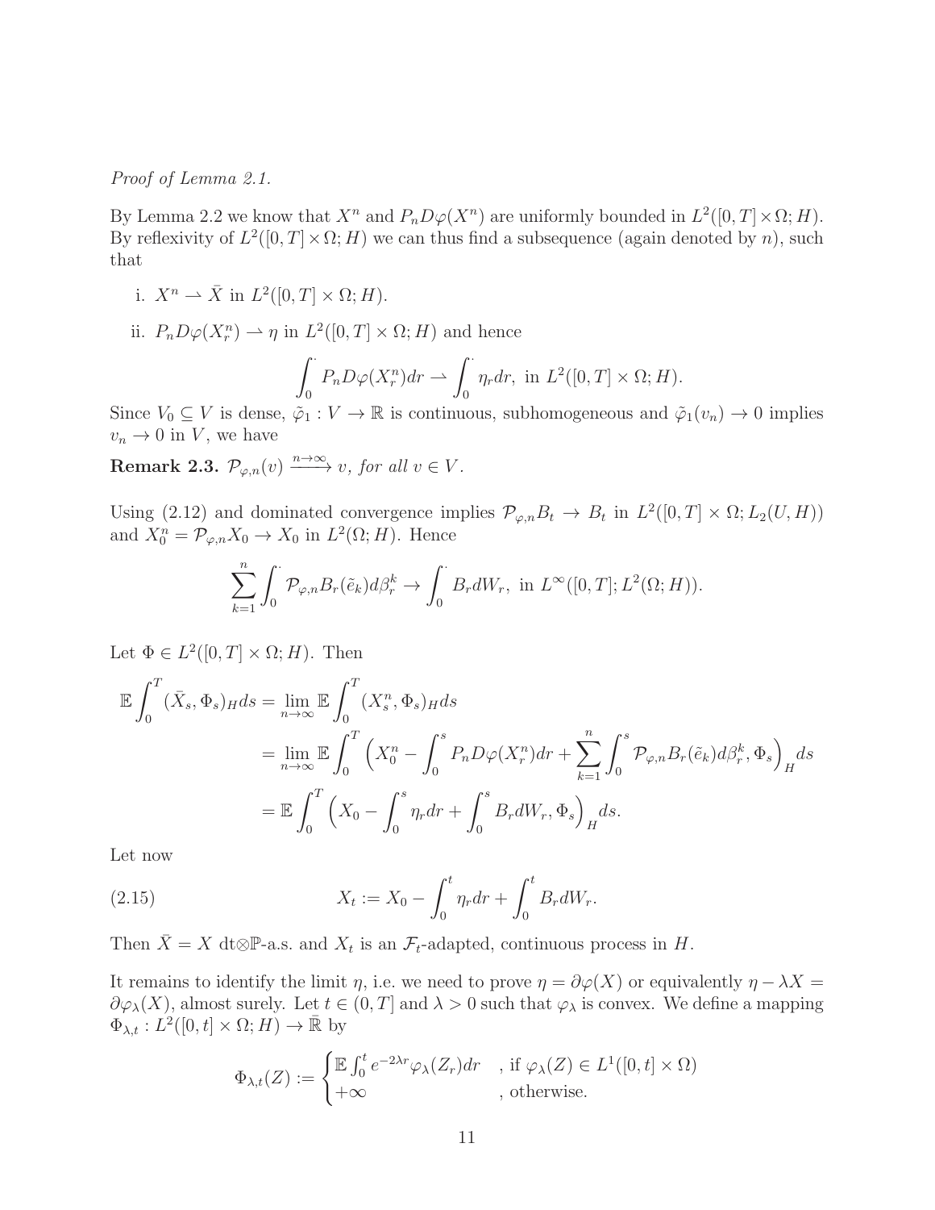*Proof of Lemma 2.1.*

By Lemma 2.2 we know that $X^n$ and $P_n D\varphi(X^n)$ are uniformly bounded in $L^2([0,T]\times\Omega;H)$. By reflexivity of $L^2([0,T]\times\Omega;H)$ we can thus find a subsequence (again denoted by $n$), such that

i. $X^n \rightharpoonup \bar{X}$ in $L^2([0,T]\times\Omega;H)$.

ii. $P_n D\varphi(X_r^n) \rightharpoonup \eta$ in $L^2([0,T]\times\Omega;H)$ and hence

$$\int_0^\cdot P_n D\varphi(X_r^n)dr \rightharpoonup \int_0^\cdot \eta_r dr, \text{ in } L^2([0,T]\times\Omega;H).$$

Since $V_0 \subseteq V$ is dense, $\tilde{\varphi}_1 : V \to \mathbb{R}$ is continuous, subhomogeneous and $\tilde{\varphi}_1(v_n)\to 0$ implies $v_n \to 0$ in $V$, we have

**Remark 2.3.** *$\mathcal{P}_{\varphi,n}(v) \xrightarrow{n\to\infty} v$, for all $v \in V$.*

Using (2.12) and dominated convergence implies $\mathcal{P}_{\varphi,n}B_t \to B_t$ in $L^2([0,T]\times\Omega;L_2(U,H))$ and $X_0^n = \mathcal{P}_{\varphi,n}X_0 \to X_0$ in $L^2(\Omega;H)$. Hence

$$\sum_{k=1}^n \int_0^\cdot \mathcal{P}_{\varphi,n}B_r(\tilde{e}_k)d\beta_r^k \to \int_0^\cdot B_r dW_r, \text{ in } L^\infty([0,T];L^2(\Omega;H)).$$

Let $\Phi \in L^2([0,T]\times\Omega;H)$. Then

$$\begin{aligned}
\mathbb{E}\int_0^T (\bar{X}_s,\Phi_s)_H ds &= \lim_{n\to\infty}\mathbb{E}\int_0^T (X_s^n,\Phi_s)_H ds \\
&= \lim_{n\to\infty}\mathbb{E}\int_0^T \Big(X_0^n - \int_0^s P_n D\varphi(X_r^n)dr + \sum_{k=1}^n \int_0^s \mathcal{P}_{\varphi,n}B_r(\tilde{e}_k)d\beta_r^k, \Phi_s\Big)_H ds \\
&= \mathbb{E}\int_0^T \Big(X_0 - \int_0^s \eta_r dr + \int_0^s B_r dW_r, \Phi_s\Big)_H ds.
\end{aligned}$$

Let now

$$X_t := X_0 - \int_0^t \eta_r dr + \int_0^t B_r dW_r. \tag{2.15}$$

Then $\bar{X} = X$ dt$\otimes\mathbb{P}$-a.s. and $X_t$ is an $\mathcal{F}_t$-adapted, continuous process in $H$.

It remains to identify the limit $\eta$, i.e. we need to prove $\eta = \partial\varphi(X)$ or equivalently $\eta - \lambda X = \partial\varphi_\lambda(X)$, almost surely. Let $t\in(0,T]$ and $\lambda>0$ such that $\varphi_\lambda$ is convex. We define a mapping $\Phi_{\lambda,t} : L^2([0,t]\times\Omega;H) \to \bar{\mathbb{R}}$ by

$$\Phi_{\lambda,t}(Z) := \begin{cases} \mathbb{E}\int_0^t e^{-2\lambda r}\varphi_\lambda(Z_r)dr & \text{, if } \varphi_\lambda(Z) \in L^1([0,t]\times\Omega) \\ +\infty & \text{, otherwise.} \end{cases}$$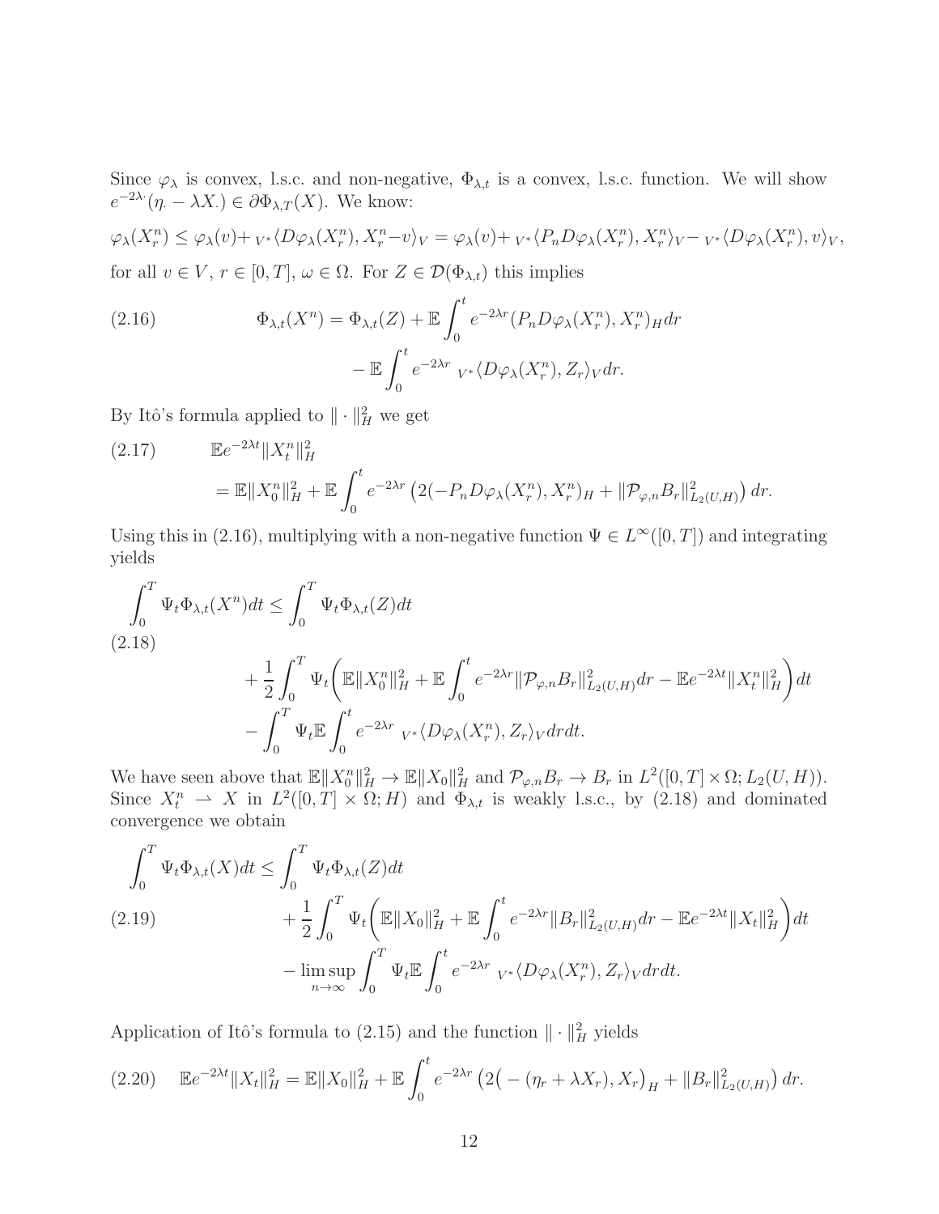Since $\varphi_\lambda$ is convex, l.s.c. and non-negative, $\Phi_{\lambda,t}$ is a convex, l.s.c. function. We will show $e^{-2\lambda \cdot}(\eta_\cdot - \lambda X_\cdot) \in \partial \Phi_{\lambda,T}(X)$. We know:

$$\varphi_\lambda(X_r^n) \leq \varphi_\lambda(v) + {}_{V^*}\langle D\varphi_\lambda(X_r^n), X_r^n - v\rangle_V = \varphi_\lambda(v) + {}_{V^*}\langle P_n D\varphi_\lambda(X_r^n), X_r^n\rangle_V - {}_{V^*}\langle D\varphi_\lambda(X_r^n), v\rangle_V,$$

for all $v \in V$, $r \in [0,T]$, $\omega \in \Omega$. For $Z \in \mathcal{D}(\Phi_{\lambda,t})$ this implies

$$\begin{aligned}
\Phi_{\lambda,t}(X^n) = \Phi_{\lambda,t}(Z) &+ \mathbb{E}\int_0^t e^{-2\lambda r}(P_n D\varphi_\lambda(X_r^n), X_r^n)_H dr \\
&- \mathbb{E}\int_0^t e^{-2\lambda r}\ {}_{V^*}\langle D\varphi_\lambda(X_r^n), Z_r\rangle_V dr.
\end{aligned} \tag{2.16}$$

By Itô's formula applied to $\|\cdot\|_H^2$ we get

$$\begin{aligned}
&\mathbb{E}e^{-2\lambda t}\|X_t^n\|_H^2 \\
&= \mathbb{E}\|X_0^n\|_H^2 + \mathbb{E}\int_0^t e^{-2\lambda r}\left(2(-P_n D\varphi_\lambda(X_r^n), X_r^n)_H + \|\mathcal{P}_{\varphi,n}B_r\|_{L_2(U,H)}^2\right) dr.
\end{aligned} \tag{2.17}$$

Using this in (2.16), multiplying with a non-negative function $\Psi \in L^\infty([0,T])$ and integrating yields

$$\begin{aligned}
\int_0^T \Psi_t \Phi_{\lambda,t}(X^n)dt &\leq \int_0^T \Psi_t \Phi_{\lambda,t}(Z)dt \\
&+ \frac{1}{2}\int_0^T \Psi_t\bigg(\mathbb{E}\|X_0^n\|_H^2 + \mathbb{E}\int_0^t e^{-2\lambda r}\|\mathcal{P}_{\varphi,n}B_r\|_{L_2(U,H)}^2 dr - \mathbb{E}e^{-2\lambda t}\|X_t^n\|_H^2\bigg)dt \\
&- \int_0^T \Psi_t \mathbb{E}\int_0^t e^{-2\lambda r}\ {}_{V^*}\langle D\varphi_\lambda(X_r^n), Z_r\rangle_V dr dt.
\end{aligned} \tag{2.18}$$

We have seen above that $\mathbb{E}\|X_0^n\|_H^2 \to \mathbb{E}\|X_0\|_H^2$ and $\mathcal{P}_{\varphi,n}B_r \to B_r$ in $L^2([0,T]\times\Omega; L_2(U,H))$. Since $X_t^n \rightharpoonup X$ in $L^2([0,T]\times\Omega; H)$ and $\Phi_{\lambda,t}$ is weakly l.s.c., by (2.18) and dominated convergence we obtain

$$\begin{aligned}
\int_0^T \Psi_t \Phi_{\lambda,t}(X)dt &\leq \int_0^T \Psi_t \Phi_{\lambda,t}(Z)dt \\
&+ \frac{1}{2}\int_0^T \Psi_t\bigg(\mathbb{E}\|X_0\|_H^2 + \mathbb{E}\int_0^t e^{-2\lambda r}\|B_r\|_{L_2(U,H)}^2 dr - \mathbb{E}e^{-2\lambda t}\|X_t\|_H^2\bigg)dt \\
&- \limsup_{n\to\infty}\int_0^T \Psi_t \mathbb{E}\int_0^t e^{-2\lambda r}\ {}_{V^*}\langle D\varphi_\lambda(X_r^n), Z_r\rangle_V dr dt.
\end{aligned} \tag{2.19}$$

Application of Itô's formula to (2.15) and the function $\|\cdot\|_H^2$ yields

$$\mathbb{E}e^{-2\lambda t}\|X_t\|_H^2 = \mathbb{E}\|X_0\|_H^2 + \mathbb{E}\int_0^t e^{-2\lambda r}\left(2\big(-(\eta_r + \lambda X_r), X_r\big)_H + \|B_r\|_{L_2(U,H)}^2\right) dr. \tag{2.20}$$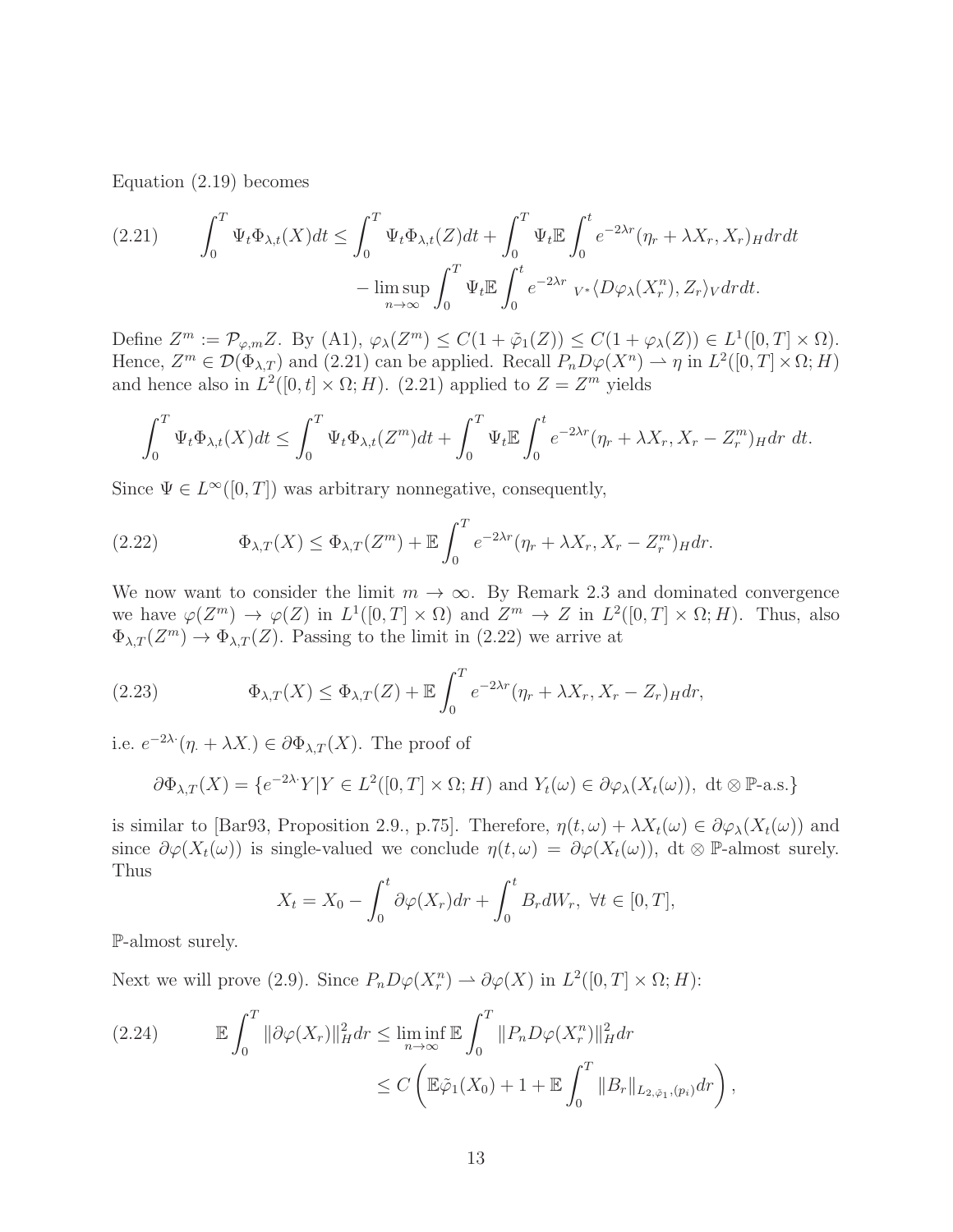Equation (2.19) becomes

$$
\begin{aligned}
(2.21)\qquad \int_0^T \Psi_t \Phi_{\lambda,t}(X)dt \le \int_0^T \Psi_t \Phi_{\lambda,t}(Z)dt + \int_0^T \Psi_t \mathbb{E}\int_0^t e^{-2\lambda r}(\eta_r + \lambda X_r, X_r)_H dr dt \\
- \limsup_{n\to\infty} \int_0^T \Psi_t \mathbb{E}\int_0^t e^{-2\lambda r}\ {}_{V^*}\langle D\varphi_\lambda(X_r^n), Z_r\rangle_V dr dt.
\end{aligned}
$$

Define $Z^m := \mathcal{P}_{\varphi,m}Z$. By (A1), $\varphi_\lambda(Z^m) \le C(1+\tilde{\varphi}_1(Z)) \le C(1+\varphi_\lambda(Z)) \in L^1([0,T]\times\Omega)$. Hence, $Z^m \in \mathcal{D}(\Phi_{\lambda,T})$ and (2.21) can be applied. Recall $P_n D\varphi(X^n) \rightharpoonup \eta$ in $L^2([0,T]\times\Omega;H)$ and hence also in $L^2([0,t]\times\Omega;H)$. (2.21) applied to $Z=Z^m$ yields

$$
\int_0^T \Psi_t \Phi_{\lambda,t}(X)dt \le \int_0^T \Psi_t \Phi_{\lambda,t}(Z^m)dt + \int_0^T \Psi_t \mathbb{E}\int_0^t e^{-2\lambda r}(\eta_r + \lambda X_r, X_r - Z_r^m)_H dr\ dt.
$$

Since $\Psi \in L^\infty([0,T])$ was arbitrary nonnegative, consequently,

$$
(2.22)\qquad \Phi_{\lambda,T}(X) \le \Phi_{\lambda,T}(Z^m) + \mathbb{E}\int_0^T e^{-2\lambda r}(\eta_r + \lambda X_r, X_r - Z_r^m)_H dr.
$$

We now want to consider the limit $m\to\infty$. By Remark 2.3 and dominated convergence we have $\varphi(Z^m)\to\varphi(Z)$ in $L^1([0,T]\times\Omega)$ and $Z^m \to Z$ in $L^2([0,T]\times\Omega;H)$. Thus, also $\Phi_{\lambda,T}(Z^m)\to\Phi_{\lambda,T}(Z)$. Passing to the limit in (2.22) we arrive at

$$
(2.23)\qquad \Phi_{\lambda,T}(X) \le \Phi_{\lambda,T}(Z) + \mathbb{E}\int_0^T e^{-2\lambda r}(\eta_r + \lambda X_r, X_r - Z_r)_H dr,
$$

i.e. $e^{-2\lambda\cdot}(\eta_\cdot + \lambda X_\cdot) \in \partial\Phi_{\lambda,T}(X)$. The proof of

$$
\partial\Phi_{\lambda,T}(X) = \{e^{-2\lambda\cdot}Y \,|\, Y\in L^2([0,T]\times\Omega;H) \text{ and } Y_t(\omega)\in\partial\varphi_\lambda(X_t(\omega)),\ \mathrm{dt}\otimes\mathbb{P}\text{-a.s.}\}
$$

is similar to [Bar93, Proposition 2.9., p.75]. Therefore, $\eta(t,\omega)+\lambda X_t(\omega)\in\partial\varphi_\lambda(X_t(\omega))$ and since $\partial\varphi(X_t(\omega))$ is single-valued we conclude $\eta(t,\omega) = \partial\varphi(X_t(\omega))$, $\mathrm{dt}\otimes\mathbb{P}$-almost surely. Thus

$$
X_t = X_0 - \int_0^t \partial\varphi(X_r)dr + \int_0^t B_r dW_r,\ \forall t\in[0,T],
$$

$\mathbb{P}$-almost surely.

Next we will prove (2.9). Since $P_n D\varphi(X_r^n) \rightharpoonup \partial\varphi(X)$ in $L^2([0,T]\times\Omega;H)$:

$$
\begin{aligned}
(2.24)\qquad \mathbb{E}\int_0^T \|\partial\varphi(X_r)\|_H^2 dr &\le \liminf_{n\to\infty}\mathbb{E}\int_0^T \|P_n D\varphi(X_r^n)\|_H^2 dr \\
&\le C\left(\mathbb{E}\tilde{\varphi}_1(X_0) + 1 + \mathbb{E}\int_0^T \|B_r\|_{L_{2,\tilde{\varphi}_1,(p_i)}} dr\right),
\end{aligned}
$$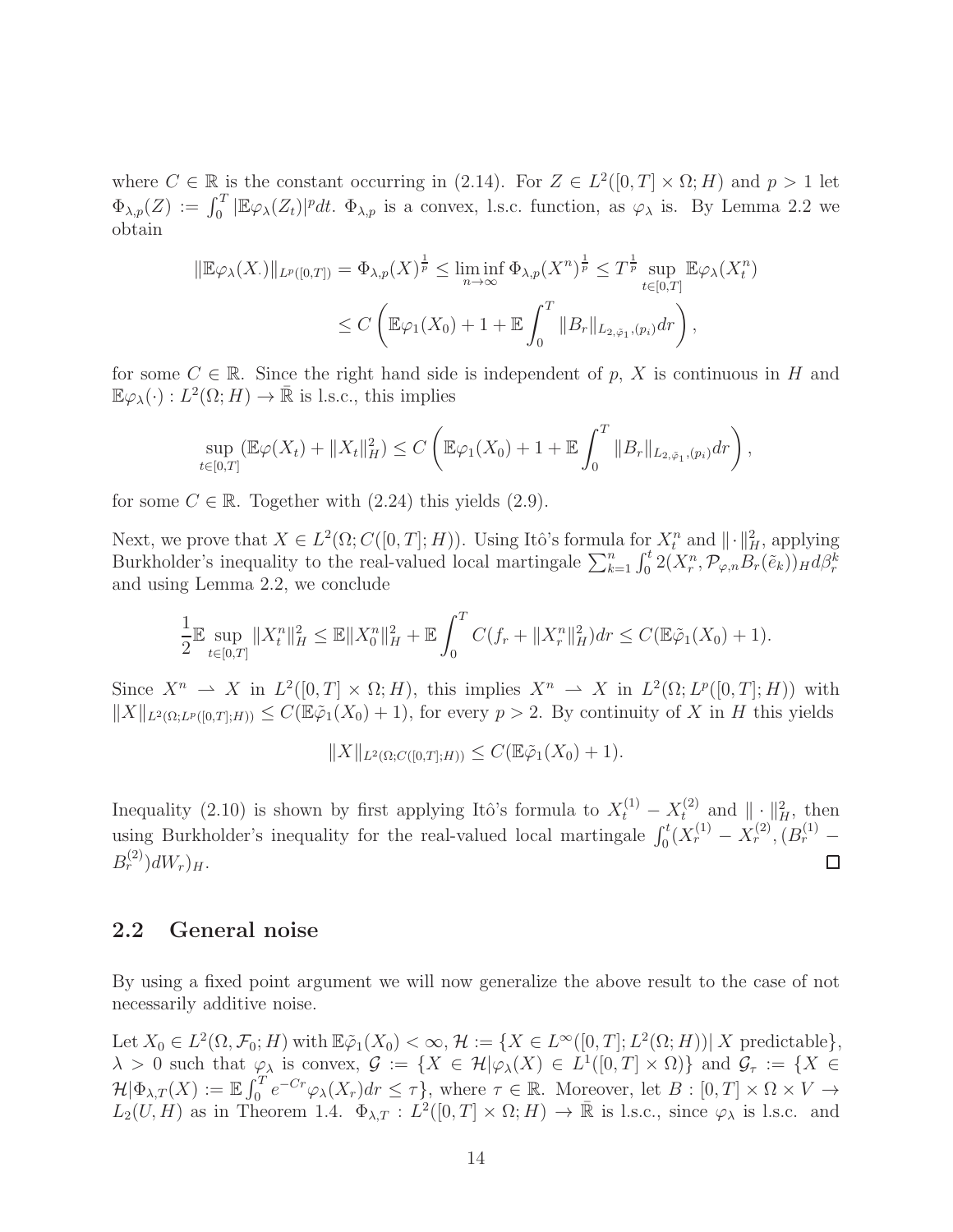where $C \in \mathbb{R}$ is the constant occurring in (2.14). For $Z \in L^2([0,T] \times \Omega; H)$ and $p > 1$ let $\Phi_{\lambda,p}(Z) := \int_0^T |\mathbb{E}\varphi_\lambda(Z_t)|^p dt$. $\Phi_{\lambda,p}$ is a convex, l.s.c. function, as $\varphi_\lambda$ is. By Lemma 2.2 we obtain

$$
\begin{aligned}
\|\mathbb{E}\varphi_\lambda(X_\cdot)\|_{L^p([0,T])} = \Phi_{\lambda,p}(X)^{\frac{1}{p}} &\leq \liminf_{n\to\infty} \Phi_{\lambda,p}(X^n)^{\frac{1}{p}} \leq T^{\frac{1}{p}} \sup_{t\in[0,T]} \mathbb{E}\varphi_\lambda(X_t^n) \\
&\leq C\left(\mathbb{E}\varphi_1(X_0) + 1 + \mathbb{E}\int_0^T \|B_r\|_{L_{2,\tilde{\varphi}_1,(p_i)}} dr\right),
\end{aligned}
$$

for some $C \in \mathbb{R}$. Since the right hand side is independent of $p$, $X$ is continuous in $H$ and $\mathbb{E}\varphi_\lambda(\cdot) : L^2(\Omega; H) \to \bar{\mathbb{R}}$ is l.s.c., this implies

$$
\sup_{t\in[0,T]} (\mathbb{E}\varphi(X_t) + \|X_t\|_H^2) \leq C\left(\mathbb{E}\varphi_1(X_0) + 1 + \mathbb{E}\int_0^T \|B_r\|_{L_{2,\tilde{\varphi}_1,(p_i)}} dr\right),
$$

for some $C \in \mathbb{R}$. Together with (2.24) this yields (2.9).

Next, we prove that $X \in L^2(\Omega; C([0,T]; H))$. Using Itô's formula for $X_t^n$ and $\|\cdot\|_H^2$, applying Burkholder's inequality to the real-valued local martingale $\sum_{k=1}^n \int_0^t 2(X_r^n, \mathcal{P}_{\varphi,n} B_r(\tilde{e}_k))_H d\beta_r^k$ and using Lemma 2.2, we conclude

$$
\frac{1}{2}\mathbb{E}\sup_{t\in[0,T]} \|X_t^n\|_H^2 \leq \mathbb{E}\|X_0^n\|_H^2 + \mathbb{E}\int_0^T C(f_r + \|X_r^n\|_H^2) dr \leq C(\mathbb{E}\tilde{\varphi}_1(X_0) + 1).
$$

Since $X^n \rightharpoonup X$ in $L^2([0,T] \times \Omega; H)$, this implies $X^n \rightharpoonup X$ in $L^2(\Omega; L^p([0,T]; H))$ with $\|X\|_{L^2(\Omega; L^p([0,T];H))} \leq C(\mathbb{E}\tilde{\varphi}_1(X_0) + 1)$, for every $p > 2$. By continuity of $X$ in $H$ this yields

$$
\|X\|_{L^2(\Omega; C([0,T];H))} \leq C(\mathbb{E}\tilde{\varphi}_1(X_0) + 1).
$$

Inequality (2.10) is shown by first applying Itô's formula to $X_t^{(1)} - X_t^{(2)}$ and $\|\cdot\|_H^2$, then using Burkholder's inequality for the real-valued local martingale $\int_0^t (X_r^{(1)} - X_r^{(2)}, (B_r^{(1)} - B_r^{(2)}) dW_r)_H$. $\square$

## 2.2 General noise

By using a fixed point argument we will now generalize the above result to the case of not necessarily additive noise.

Let $X_0 \in L^2(\Omega, \mathcal{F}_0; H)$ with $\mathbb{E}\tilde{\varphi}_1(X_0) < \infty$, $\mathcal{H} := \{X \in L^\infty([0,T]; L^2(\Omega; H)) |\, X \text{ predictable}\}$, $\lambda > 0$ such that $\varphi_\lambda$ is convex, $\mathcal{G} := \{X \in \mathcal{H} | \varphi_\lambda(X) \in L^1([0,T] \times \Omega)\}$ and $\mathcal{G}_\tau := \{X \in \mathcal{H} | \Phi_{\lambda,T}(X) := \mathbb{E}\int_0^T e^{-Cr} \varphi_\lambda(X_r) dr \leq \tau\}$, where $\tau \in \mathbb{R}$. Moreover, let $B : [0,T] \times \Omega \times V \to L_2(U, H)$ as in Theorem 1.4. $\Phi_{\lambda,T} : L^2([0,T] \times \Omega; H) \to \bar{\mathbb{R}}$ is l.s.c., since $\varphi_\lambda$ is l.s.c. and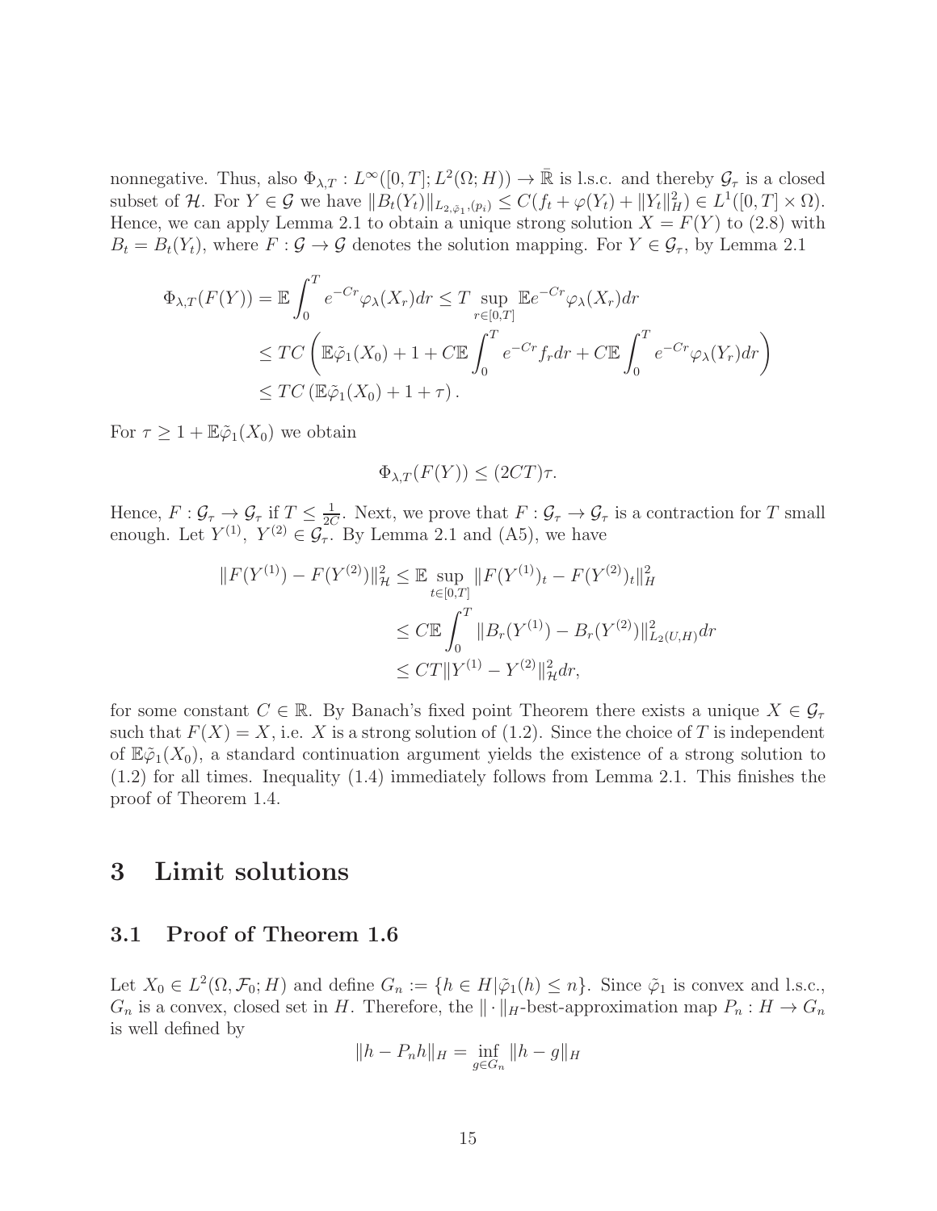nonnegative. Thus, also $\Phi_{\lambda,T} : L^\infty([0,T]; L^2(\Omega; H)) \to \bar{\mathbb{R}}$ is l.s.c. and thereby $\mathcal{G}_\tau$ is a closed subset of $\mathcal{H}$. For $Y \in \mathcal{G}$ we have $\|B_t(Y_t)\|_{L_{2,\tilde{\varphi}_1,(p_i)}} \le C(f_t + \varphi(Y_t) + \|Y_t\|_H^2) \in L^1([0,T] \times \Omega)$. Hence, we can apply Lemma 2.1 to obtain a unique strong solution $X = F(Y)$ to (2.8) with $B_t = B_t(Y_t)$, where $F : \mathcal{G} \to \mathcal{G}$ denotes the solution mapping. For $Y \in \mathcal{G}_\tau$, by Lemma 2.1

$$
\begin{aligned}
\Phi_{\lambda,T}(F(Y)) &= \mathbb{E} \int_0^T e^{-Cr} \varphi_\lambda(X_r) dr \le T \sup_{r \in [0,T]} \mathbb{E} e^{-Cr} \varphi_\lambda(X_r) dr \\
&\le TC \left( \mathbb{E}\tilde{\varphi}_1(X_0) + 1 + C\mathbb{E} \int_0^T e^{-Cr} f_r dr + C\mathbb{E} \int_0^T e^{-Cr} \varphi_\lambda(Y_r) dr \right) \\
&\le TC \left( \mathbb{E}\tilde{\varphi}_1(X_0) + 1 + \tau \right).
\end{aligned}
$$

For $\tau \ge 1 + \mathbb{E}\tilde{\varphi}_1(X_0)$ we obtain

$$
\Phi_{\lambda,T}(F(Y)) \le (2CT)\tau.
$$

Hence, $F : \mathcal{G}_\tau \to \mathcal{G}_\tau$ if $T \le \frac{1}{2C}$. Next, we prove that $F : \mathcal{G}_\tau \to \mathcal{G}_\tau$ is a contraction for $T$ small enough. Let $Y^{(1)}, Y^{(2)} \in \mathcal{G}_\tau$. By Lemma 2.1 and (A5), we have

$$
\begin{aligned}
\|F(Y^{(1)}) - F(Y^{(2)})\|_{\mathcal{H}}^2 &\le \mathbb{E} \sup_{t \in [0,T]} \|F(Y^{(1)})_t - F(Y^{(2)})_t\|_H^2 \\
&\le C\mathbb{E} \int_0^T \|B_r(Y^{(1)}) - B_r(Y^{(2)})\|_{L_2(U,H)}^2 dr \\
&\le CT \|Y^{(1)} - Y^{(2)}\|_{\mathcal{H}}^2 dr,
\end{aligned}
$$

for some constant $C \in \mathbb{R}$. By Banach's fixed point Theorem there exists a unique $X \in \mathcal{G}_\tau$ such that $F(X) = X$, i.e. $X$ is a strong solution of (1.2). Since the choice of $T$ is independent of $\mathbb{E}\tilde{\varphi}_1(X_0)$, a standard continuation argument yields the existence of a strong solution to (1.2) for all times. Inequality (1.4) immediately follows from Lemma 2.1. This finishes the proof of Theorem 1.4.

# 3 Limit solutions

## 3.1 Proof of Theorem 1.6

Let $X_0 \in L^2(\Omega, \mathcal{F}_0; H)$ and define $G_n := \{h \in H | \tilde{\varphi}_1(h) \le n\}$. Since $\tilde{\varphi}_1$ is convex and l.s.c., $G_n$ is a convex, closed set in $H$. Therefore, the $\|\cdot\|_H$-best-approximation map $P_n : H \to G_n$ is well defined by

$$
\|h - P_n h\|_H = \inf_{g \in G_n} \|h - g\|_H
$$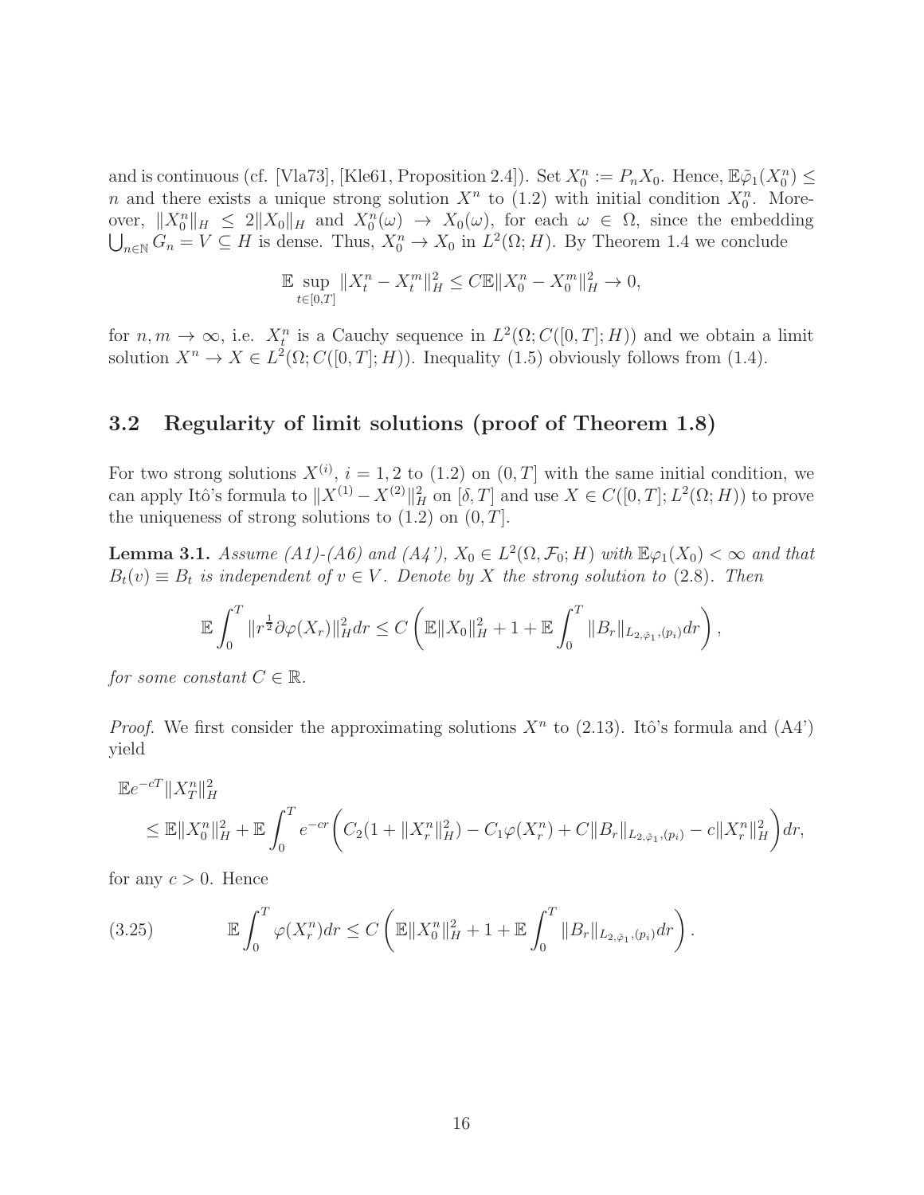and is continuous (cf. [Vla73], [Kle61, Proposition 2.4]). Set $X_0^n := P_n X_0$. Hence, $\mathbb{E}\tilde{\varphi}_1(X_0^n) \leq n$ and there exists a unique strong solution $X^n$ to (1.2) with initial condition $X_0^n$. Moreover, $\|X_0^n\|_H \leq 2\|X_0\|_H$ and $X_0^n(\omega) \to X_0(\omega)$, for each $\omega \in \Omega$, since the embedding $\bigcup_{n\in\mathbb{N}} G_n = V \subseteq H$ is dense. Thus, $X_0^n \to X_0$ in $L^2(\Omega; H)$. By Theorem 1.4 we conclude

$$\mathbb{E} \sup_{t\in[0,T]} \|X_t^n - X_t^m\|_H^2 \leq C\mathbb{E}\|X_0^n - X_0^m\|_H^2 \to 0,$$

for $n, m \to \infty$, i.e. $X_t^n$ is a Cauchy sequence in $L^2(\Omega; C([0,T]; H))$ and we obtain a limit solution $X^n \to X \in L^2(\Omega; C([0,T]; H))$. Inequality (1.5) obviously follows from (1.4).

## 3.2 Regularity of limit solutions (proof of Theorem 1.8)

For two strong solutions $X^{(i)}$, $i = 1, 2$ to (1.2) on $(0, T]$ with the same initial condition, we can apply Itô's formula to $\|X^{(1)} - X^{(2)}\|_H^2$ on $[\delta, T]$ and use $X \in C([0,T]; L^2(\Omega; H))$ to prove the uniqueness of strong solutions to (1.2) on $(0, T]$.

**Lemma 3.1.** *Assume (A1)-(A6) and (A4'), $X_0 \in L^2(\Omega, \mathcal{F}_0; H)$ with $\mathbb{E}\varphi_1(X_0) < \infty$ and that $B_t(v) \equiv B_t$ is independent of $v \in V$. Denote by $X$ the strong solution to (2.8). Then*

$$\mathbb{E}\int_0^T \|r^{\frac{1}{2}}\partial\varphi(X_r)\|_H^2 dr \leq C\left(\mathbb{E}\|X_0\|_H^2 + 1 + \mathbb{E}\int_0^T \|B_r\|_{L_{2,\tilde{\varphi}_1,(p_i)}} dr\right),$$

*for some constant $C \in \mathbb{R}$.*

*Proof.* We first consider the approximating solutions $X^n$ to (2.13). Itô's formula and (A4') yield

$$\begin{aligned}
&\mathbb{E}e^{-cT}\|X_T^n\|_H^2 \\
&\quad \leq \mathbb{E}\|X_0^n\|_H^2 + \mathbb{E}\int_0^T e^{-cr}\bigg(C_2(1 + \|X_r^n\|_H^2) - C_1\varphi(X_r^n) + C\|B_r\|_{L_{2,\tilde{\varphi}_1,(p_i)}} - c\|X_r^n\|_H^2\bigg)dr,
\end{aligned}$$

for any $c > 0$. Hence

$$\mathbb{E}\int_0^T \varphi(X_r^n)dr \leq C\left(\mathbb{E}\|X_0^n\|_H^2 + 1 + \mathbb{E}\int_0^T \|B_r\|_{L_{2,\tilde{\varphi}_1,(p_i)}} dr\right). \tag{3.25}$$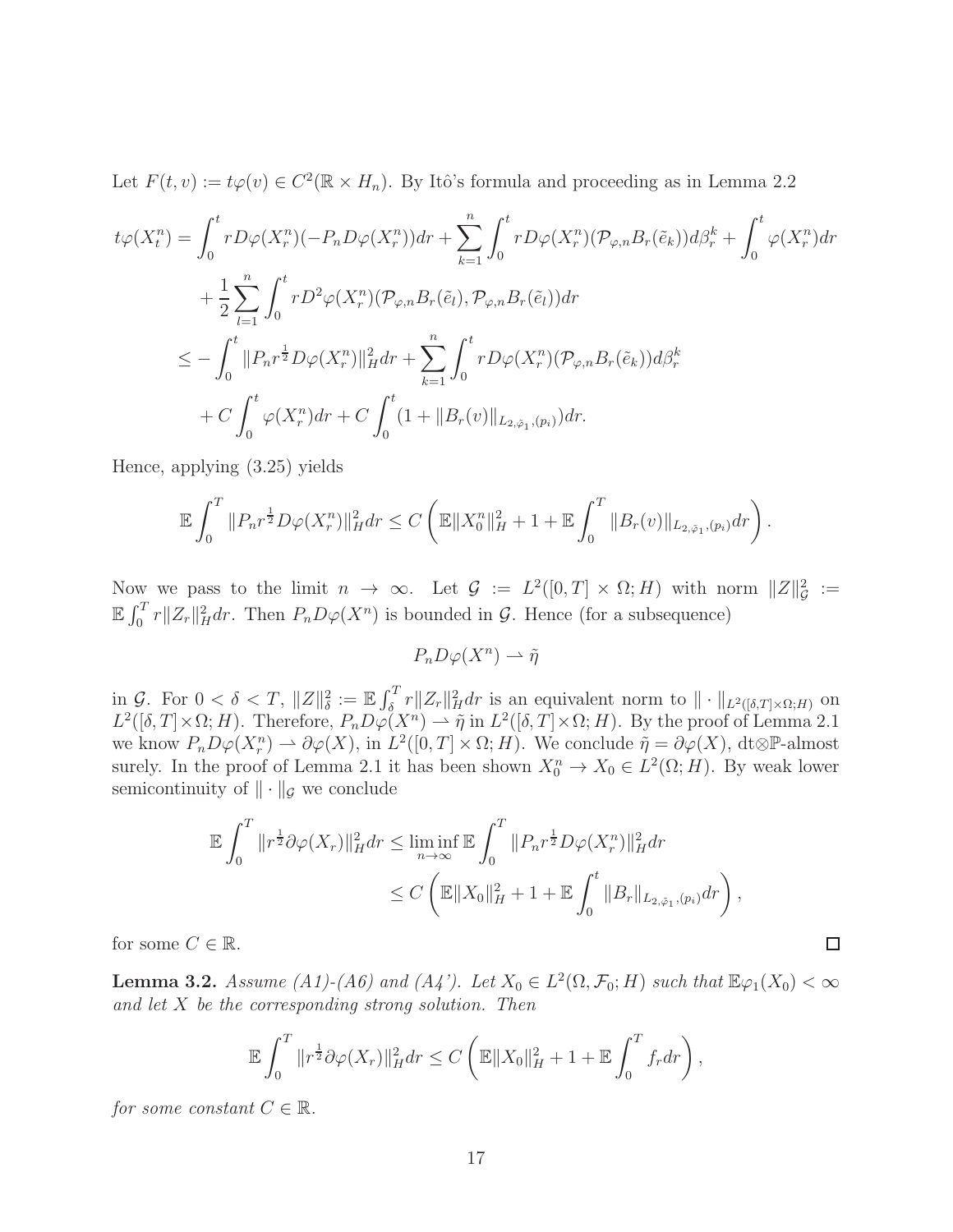Let $F(t,v) := t\varphi(v) \in C^2(\mathbb{R} \times H_n)$. By Itô's formula and proceeding as in Lemma 2.2

$$
\begin{aligned}
t\varphi(X_t^n) &= \int_0^t r D\varphi(X_r^n)(-P_n D\varphi(X_r^n))dr + \sum_{k=1}^n \int_0^t r D\varphi(X_r^n)(\mathcal{P}_{\varphi,n} B_r(\tilde{e}_k))d\beta_r^k + \int_0^t \varphi(X_r^n)dr \\
&\quad + \frac{1}{2}\sum_{l=1}^n \int_0^t r D^2\varphi(X_r^n)(\mathcal{P}_{\varphi,n} B_r(\tilde{e}_l), \mathcal{P}_{\varphi,n} B_r(\tilde{e}_l))dr \\
&\le -\int_0^t \|P_n r^{\frac{1}{2}} D\varphi(X_r^n)\|_H^2 dr + \sum_{k=1}^n \int_0^t r D\varphi(X_r^n)(\mathcal{P}_{\varphi,n} B_r(\tilde{e}_k))d\beta_r^k \\
&\quad + C\int_0^t \varphi(X_r^n)dr + C\int_0^t (1 + \|B_r(v)\|_{L_{2,\tilde{\varphi}_1,(p_i)}})dr.
\end{aligned}
$$

Hence, applying (3.25) yields

$$
\mathbb{E}\int_0^T \|P_n r^{\frac{1}{2}} D\varphi(X_r^n)\|_H^2 dr \le C\left(\mathbb{E}\|X_0^n\|_H^2 + 1 + \mathbb{E}\int_0^T \|B_r(v)\|_{L_{2,\tilde{\varphi}_1,(p_i)}} dr\right).
$$

Now we pass to the limit $n \to \infty$. Let $\mathcal{G} := L^2([0,T]\times\Omega; H)$ with norm $\|Z\|_{\mathcal{G}}^2 := \mathbb{E}\int_0^T r\|Z_r\|_H^2 dr$. Then $P_n D\varphi(X^n)$ is bounded in $\mathcal{G}$. Hence (for a subsequence)

$$
P_n D\varphi(X^n) \rightharpoonup \tilde{\eta}
$$

in $\mathcal{G}$. For $0 < \delta < T$, $\|Z\|_\delta^2 := \mathbb{E}\int_\delta^T r\|Z_r\|_H^2 dr$ is an equivalent norm to $\|\cdot\|_{L^2([\delta,T]\times\Omega;H)}$ on $L^2([\delta,T]\times\Omega;H)$. Therefore, $P_n D\varphi(X^n) \rightharpoonup \tilde{\eta}$ in $L^2([\delta,T]\times\Omega;H)$. By the proof of Lemma 2.1 we know $P_n D\varphi(X_r^n) \rightharpoonup \partial\varphi(X)$, in $L^2([0,T]\times\Omega;H)$. We conclude $\tilde{\eta} = \partial\varphi(X)$, dt$\otimes\mathbb{P}$-almost surely. In the proof of Lemma 2.1 it has been shown $X_0^n \to X_0 \in L^2(\Omega;H)$. By weak lower semicontinuity of $\|\cdot\|_{\mathcal{G}}$ we conclude

$$
\begin{aligned}
\mathbb{E}\int_0^T \|r^{\frac{1}{2}}\partial\varphi(X_r)\|_H^2 dr &\le \liminf_{n\to\infty} \mathbb{E}\int_0^T \|P_n r^{\frac{1}{2}} D\varphi(X_r^n)\|_H^2 dr \\
&\le C\left(\mathbb{E}\|X_0\|_H^2 + 1 + \mathbb{E}\int_0^t \|B_r\|_{L_{2,\tilde{\varphi}_1,(p_i)}} dr\right),
\end{aligned}
$$

for some $C \in \mathbb{R}$. $\square$

**Lemma 3.2.** *Assume (A1)-(A6) and (A4'). Let $X_0 \in L^2(\Omega, \mathcal{F}_0; H)$ such that $\mathbb{E}\varphi_1(X_0) < \infty$ and let $X$ be the corresponding strong solution. Then*

$$
\mathbb{E}\int_0^T \|r^{\frac{1}{2}}\partial\varphi(X_r)\|_H^2 dr \le C\left(\mathbb{E}\|X_0\|_H^2 + 1 + \mathbb{E}\int_0^T f_r dr\right),
$$

*for some constant $C \in \mathbb{R}$.*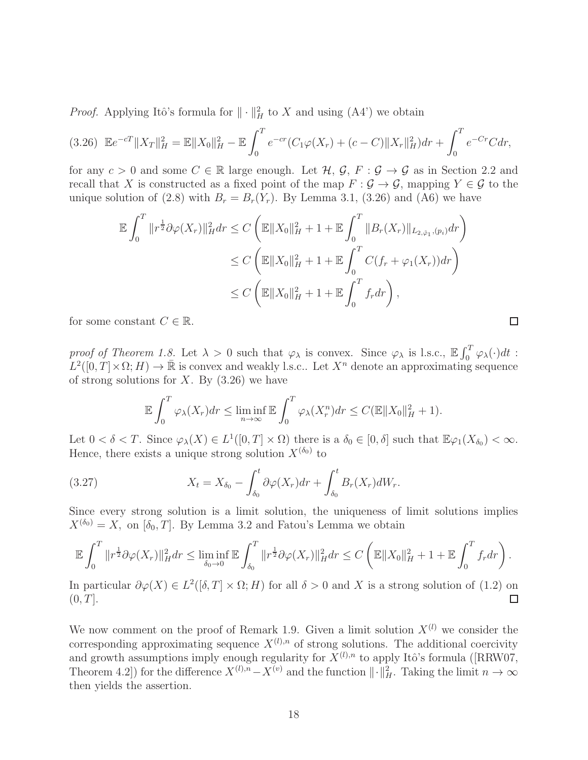*Proof.* Applying Itô's formula for $\|\cdot\|_H^2$ to $X$ and using (A4') we obtain

$$\mathbb{E}e^{-cT}\|X_T\|_H^2 = \mathbb{E}\|X_0\|_H^2 - \mathbb{E}\int_0^T e^{-cr}(C_1\varphi(X_r) + (c-C)\|X_r\|_H^2)dr + \int_0^T e^{-Cr}Cdr, \tag{3.26}$$

for any $c > 0$ and some $C \in \mathbb{R}$ large enough. Let $\mathcal{H}$, $\mathcal{G}$, $F : \mathcal{G} \to \mathcal{G}$ as in Section 2.2 and recall that $X$ is constructed as a fixed point of the map $F : \mathcal{G} \to \mathcal{G}$, mapping $Y \in \mathcal{G}$ to the unique solution of (2.8) with $B_r = B_r(Y_r)$. By Lemma 3.1, (3.26) and (A6) we have

$$\begin{aligned}
\mathbb{E}\int_0^T \|r^{\frac{1}{2}}\partial\varphi(X_r)\|_H^2 dr &\le C\left(\mathbb{E}\|X_0\|_H^2 + 1 + \mathbb{E}\int_0^T \|B_r(X_r)\|_{L_{2,\tilde{\varphi}_1,(p_i)}}dr\right) \\
&\le C\left(\mathbb{E}\|X_0\|_H^2 + 1 + \mathbb{E}\int_0^T C(f_r + \varphi_1(X_r))dr\right) \\
&\le C\left(\mathbb{E}\|X_0\|_H^2 + 1 + \mathbb{E}\int_0^T f_r dr\right),
\end{aligned}$$

for some constant $C \in \mathbb{R}$. ◻

*proof of Theorem 1.8.* Let $\lambda > 0$ such that $\varphi_\lambda$ is convex. Since $\varphi_\lambda$ is l.s.c., $\mathbb{E}\int_0^T \varphi_\lambda(\cdot)dt : L^2([0,T]\times\Omega; H) \to \bar{\mathbb{R}}$ is convex and weakly l.s.c.. Let $X^n$ denote an approximating sequence of strong solutions for $X$. By (3.26) we have

$$\mathbb{E}\int_0^T \varphi_\lambda(X_r)dr \le \liminf_{n\to\infty}\mathbb{E}\int_0^T \varphi_\lambda(X_r^n)dr \le C(\mathbb{E}\|X_0\|_H^2 + 1).$$

Let $0 < \delta < T$. Since $\varphi_\lambda(X) \in L^1([0,T]\times\Omega)$ there is a $\delta_0 \in [0,\delta]$ such that $\mathbb{E}\varphi_1(X_{\delta_0}) < \infty$. Hence, there exists a unique strong solution $X^{(\delta_0)}$ to

$$X_t = X_{\delta_0} - \int_{\delta_0}^t \partial\varphi(X_r)dr + \int_{\delta_0}^t B_r(X_r)dW_r. \tag{3.27}$$

Since every strong solution is a limit solution, the uniqueness of limit solutions implies $X^{(\delta_0)} = X$, on $[\delta_0, T]$. By Lemma 3.2 and Fatou's Lemma we obtain

$$\mathbb{E}\int_0^T \|r^{\frac{1}{2}}\partial\varphi(X_r)\|_H^2 dr \le \liminf_{\delta_0\to 0}\mathbb{E}\int_{\delta_0}^T \|r^{\frac{1}{2}}\partial\varphi(X_r)\|_H^2 dr \le C\left(\mathbb{E}\|X_0\|_H^2 + 1 + \mathbb{E}\int_0^T f_r dr\right).$$

In particular $\partial\varphi(X) \in L^2([\delta,T]\times\Omega; H)$ for all $\delta > 0$ and $X$ is a strong solution of (1.2) on $(0,T]$. ◻

We now comment on the proof of Remark 1.9. Given a limit solution $X^{(l)}$ we consider the corresponding approximating sequence $X^{(l),n}$ of strong solutions. The additional coercivity and growth assumptions imply enough regularity for $X^{(l),n}$ to apply Itô's formula ([RRW07, Theorem 4.2]) for the difference $X^{(l),n} - X^{(v)}$ and the function $\|\cdot\|_H^2$. Taking the limit $n \to \infty$ then yields the assertion.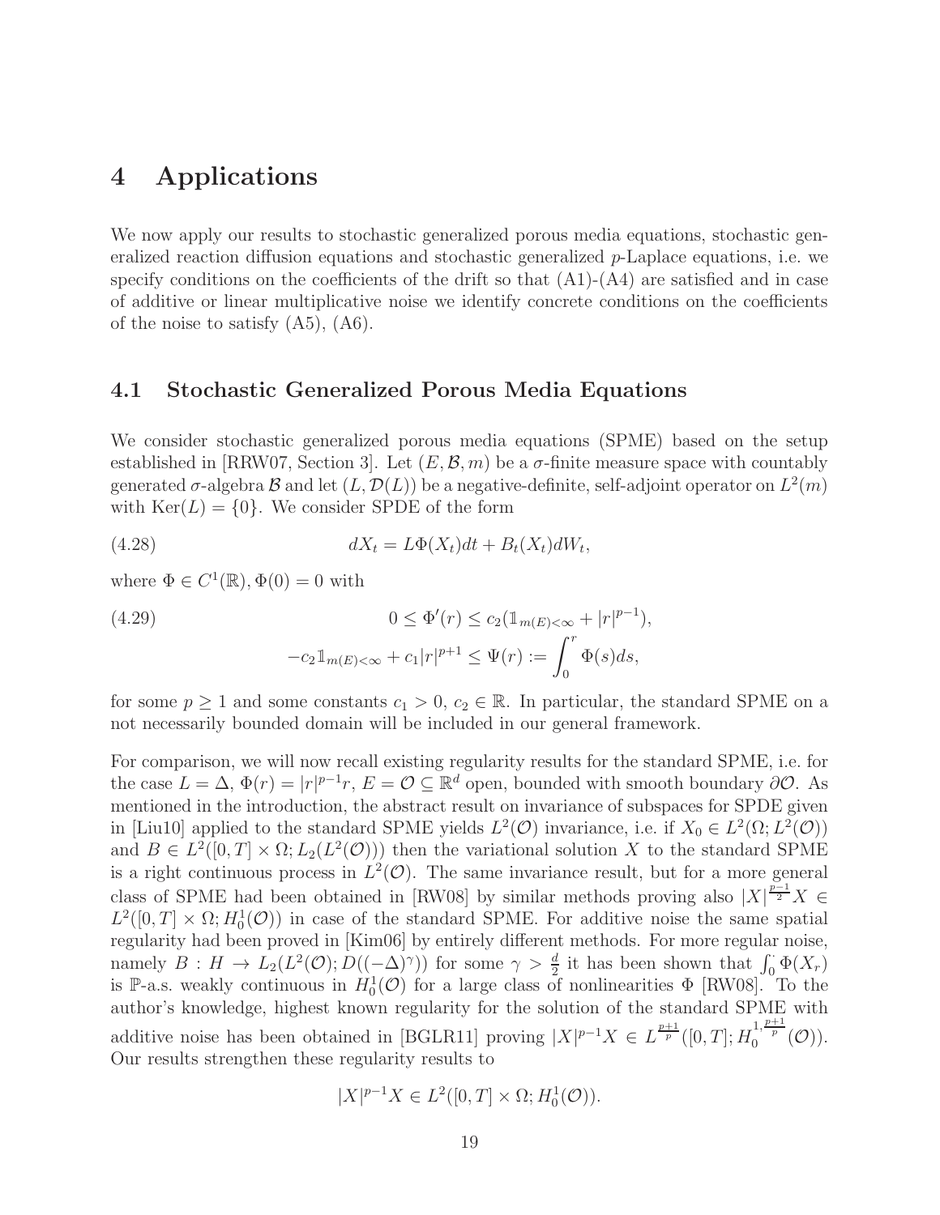# 4 Applications

We now apply our results to stochastic generalized porous media equations, stochastic generalized reaction diffusion equations and stochastic generalized $p$-Laplace equations, i.e. we specify conditions on the coefficients of the drift so that (A1)-(A4) are satisfied and in case of additive or linear multiplicative noise we identify concrete conditions on the coefficients of the noise to satisfy (A5), (A6).

## 4.1 Stochastic Generalized Porous Media Equations

We consider stochastic generalized porous media equations (SPME) based on the setup established in [RRW07, Section 3]. Let $(E, \mathcal{B}, m)$ be a $\sigma$-finite measure space with countably generated $\sigma$-algebra $\mathcal{B}$ and let $(L, \mathcal{D}(L))$ be a negative-definite, self-adjoint operator on $L^2(m)$ with $\mathrm{Ker}(L) = \{0\}$. We consider SPDE of the form

$$dX_t = L\Phi(X_t)dt + B_t(X_t)dW_t, \tag{4.28}$$

where $\Phi \in C^1(\mathbb{R}), \Phi(0) = 0$ with

$$\begin{aligned} 0 \leq \Phi'(r) &\leq c_2(\mathbb{1}_{m(E)<\infty} + |r|^{p-1}), \\ -c_2\mathbb{1}_{m(E)<\infty} + c_1|r|^{p+1} &\leq \Psi(r) := \int_0^r \Phi(s)ds, \end{aligned} \tag{4.29}$$

for some $p \geq 1$ and some constants $c_1 > 0$, $c_2 \in \mathbb{R}$. In particular, the standard SPME on a not necessarily bounded domain will be included in our general framework.

For comparison, we will now recall existing regularity results for the standard SPME, i.e. for the case $L = \Delta$, $\Phi(r) = |r|^{p-1}r$, $E = \mathcal{O} \subseteq \mathbb{R}^d$ open, bounded with smooth boundary $\partial\mathcal{O}$. As mentioned in the introduction, the abstract result on invariance of subspaces for SPDE given in [Liu10] applied to the standard SPME yields $L^2(\mathcal{O})$ invariance, i.e. if $X_0 \in L^2(\Omega; L^2(\mathcal{O}))$ and $B \in L^2([0,T] \times \Omega; L_2(L^2(\mathcal{O})))$ then the variational solution $X$ to the standard SPME is a right continuous process in $L^2(\mathcal{O})$. The same invariance result, but for a more general class of SPME had been obtained in [RW08] by similar methods proving also $|X|^{\frac{p-1}{2}}X \in L^2([0,T] \times \Omega; H_0^1(\mathcal{O}))$ in case of the standard SPME. For additive noise the same spatial regularity had been proved in [Kim06] by entirely different methods. For more regular noise, namely $B : H \to L_2(L^2(\mathcal{O}); D((-\Delta)^\gamma))$ for some $\gamma > \frac{d}{2}$ it has been shown that $\int_0^\cdot \Phi(X_r)$ is $\mathbb{P}$-a.s. weakly continuous in $H_0^1(\mathcal{O})$ for a large class of nonlinearities $\Phi$ [RW08]. To the author's knowledge, highest known regularity for the solution of the standard SPME with additive noise has been obtained in [BGLR11] proving $|X|^{p-1}X \in L^{\frac{p+1}{p}}([0,T]; H_0^{1,\frac{p+1}{p}}(\mathcal{O}))$. Our results strengthen these regularity results to

$$|X|^{p-1}X \in L^2([0,T] \times \Omega; H_0^1(\mathcal{O})).$$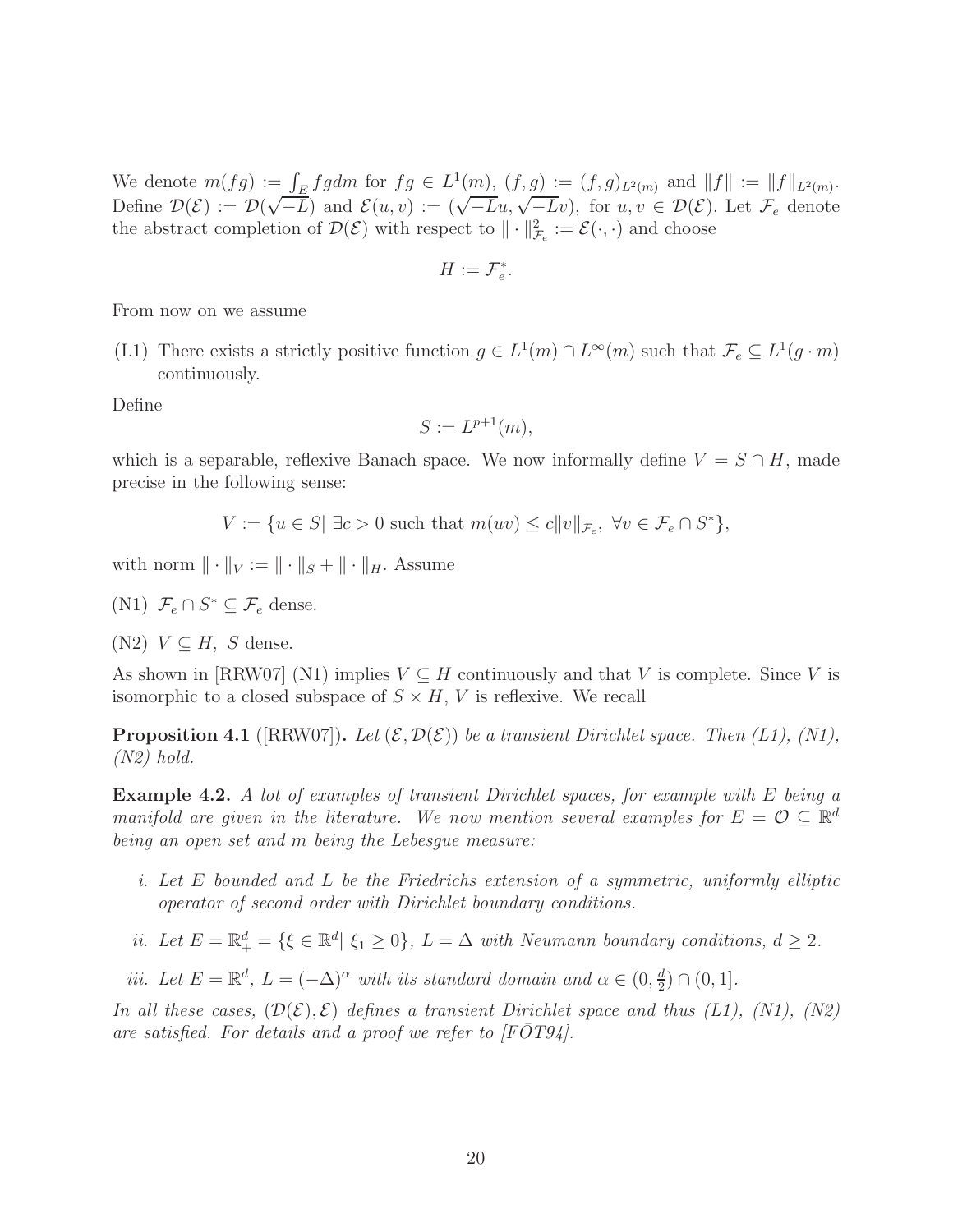We denote $m(fg) := \int_E fg dm$ for $fg \in L^1(m)$, $(f,g) := (f,g)_{L^2(m)}$ and $\|f\| := \|f\|_{L^2(m)}$. Define $\mathcal{D}(\mathcal{E}) := \mathcal{D}(\sqrt{-L})$ and $\mathcal{E}(u,v) := (\sqrt{-L}u, \sqrt{-L}v)$, for $u,v \in \mathcal{D}(\mathcal{E})$. Let $\mathcal{F}_e$ denote the abstract completion of $\mathcal{D}(\mathcal{E})$ with respect to $\|\cdot\|_{\mathcal{F}_e}^2 := \mathcal{E}(\cdot,\cdot)$ and choose

$$H := \mathcal{F}_e^*.$$

From now on we assume

(L1) There exists a strictly positive function $g \in L^1(m) \cap L^\infty(m)$ such that $\mathcal{F}_e \subseteq L^1(g \cdot m)$ continuously.

Define

$$S := L^{p+1}(m),$$

which is a separable, reflexive Banach space. We now informally define $V = S \cap H$, made precise in the following sense:

$$V := \{u \in S | \ \exists c > 0 \text{ such that } m(uv) \le c\|v\|_{\mathcal{F}_e}, \ \forall v \in \mathcal{F}_e \cap S^*\},$$

with norm $\|\cdot\|_V := \|\cdot\|_S + \|\cdot\|_H$. Assume

(N1) $\mathcal{F}_e \cap S^* \subseteq \mathcal{F}_e$ dense.

(N2) $V \subseteq H, \ S$ dense.

As shown in [RRW07] (N1) implies $V \subseteq H$ continuously and that $V$ is complete. Since $V$ is isomorphic to a closed subspace of $S \times H$, $V$ is reflexive. We recall

**Proposition 4.1** ([RRW07]). *Let $(\mathcal{E}, \mathcal{D}(\mathcal{E}))$ be a transient Dirichlet space. Then (L1), (N1), (N2) hold.*

**Example 4.2.** *A lot of examples of transient Dirichlet spaces, for example with $E$ being a manifold are given in the literature. We now mention several examples for $E = \mathcal{O} \subseteq \mathbb{R}^d$ being an open set and $m$ being the Lebesgue measure:*

*i. Let $E$ bounded and $L$ be the Friedrichs extension of a symmetric, uniformly elliptic operator of second order with Dirichlet boundary conditions.*

*ii. Let $E = \mathbb{R}^d_+ = \{\xi \in \mathbb{R}^d | \ \xi_1 \ge 0\}$, $L = \Delta$ with Neumann boundary conditions, $d \ge 2$.*

*iii. Let $E = \mathbb{R}^d$, $L = (-\Delta)^\alpha$ with its standard domain and $\alpha \in (0, \frac{d}{2}) \cap (0,1]$.*

*In all these cases, $(\mathcal{D}(\mathcal{E}), \mathcal{E})$ defines a transient Dirichlet space and thus (L1), (N1), (N2) are satisfied. For details and a proof we refer to [FŌT94].*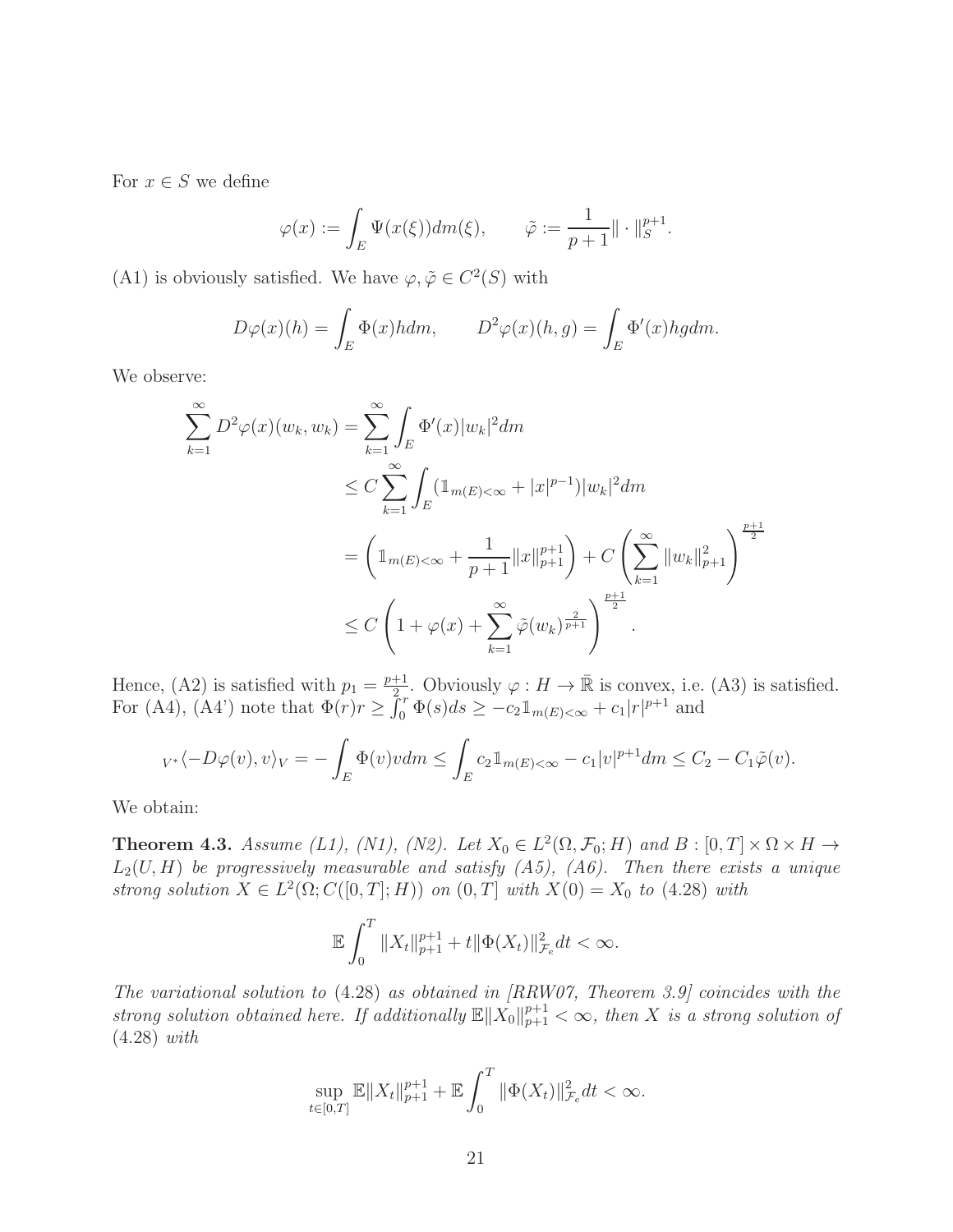For $x \in S$ we define

$$\varphi(x) := \int_E \Psi(x(\xi)) dm(\xi), \qquad \tilde{\varphi} := \frac{1}{p+1} \| \cdot \|_S^{p+1}.$$

(A1) is obviously satisfied. We have $\varphi, \tilde{\varphi} \in C^2(S)$ with

$$D\varphi(x)(h) = \int_E \Phi(x) h dm, \qquad D^2\varphi(x)(h,g) = \int_E \Phi'(x) hg dm.$$

We observe:

$$\begin{aligned}
\sum_{k=1}^{\infty} D^2\varphi(x)(w_k, w_k) &= \sum_{k=1}^{\infty} \int_E \Phi'(x) |w_k|^2 dm \\
&\leq C \sum_{k=1}^{\infty} \int_E (\mathbb{1}_{m(E)<\infty} + |x|^{p-1}) |w_k|^2 dm \\
&= \left( \mathbb{1}_{m(E)<\infty} + \frac{1}{p+1} \|x\|_{p+1}^{p+1} \right) + C \left( \sum_{k=1}^{\infty} \|w_k\|_{p+1}^2 \right)^{\frac{p+1}{2}} \\
&\leq C \left( 1 + \varphi(x) + \sum_{k=1}^{\infty} \tilde{\varphi}(w_k)^{\frac{2}{p+1}} \right)^{\frac{p+1}{2}}.
\end{aligned}$$

Hence, (A2) is satisfied with $p_1 = \frac{p+1}{2}$. Obviously $\varphi : H \to \bar{\mathbb{R}}$ is convex, i.e. (A3) is satisfied. For (A4), (A4') note that $\Phi(r)r \geq \int_0^r \Phi(s) ds \geq -c_2 \mathbb{1}_{m(E)<\infty} + c_1 |r|^{p+1}$ and

$${}_{V^*}\langle -D\varphi(v), v \rangle_V = -\int_E \Phi(v) v dm \leq \int_E c_2 \mathbb{1}_{m(E)<\infty} - c_1 |v|^{p+1} dm \leq C_2 - C_1 \tilde{\varphi}(v).$$

We obtain:

**Theorem 4.3.** *Assume (L1), (N1), (N2). Let $X_0 \in L^2(\Omega, \mathcal{F}_0; H)$ and $B : [0,T] \times \Omega \times H \to L_2(U,H)$ be progressively measurable and satisfy (A5), (A6). Then there exists a unique strong solution $X \in L^2(\Omega; C([0,T]; H))$ on $(0,T]$ with $X(0) = X_0$ to (4.28) with*

$$\mathbb{E} \int_0^T \|X_t\|_{p+1}^{p+1} + t \|\Phi(X_t)\|_{\mathcal{F}_e}^2 dt < \infty.$$

*The variational solution to (4.28) as obtained in [RRW07, Theorem 3.9] coincides with the strong solution obtained here. If additionally $\mathbb{E}\|X_0\|_{p+1}^{p+1} < \infty$, then $X$ is a strong solution of (4.28) with*

$$\sup_{t \in [0,T]} \mathbb{E} \|X_t\|_{p+1}^{p+1} + \mathbb{E} \int_0^T \|\Phi(X_t)\|_{\mathcal{F}_e}^2 dt < \infty.$$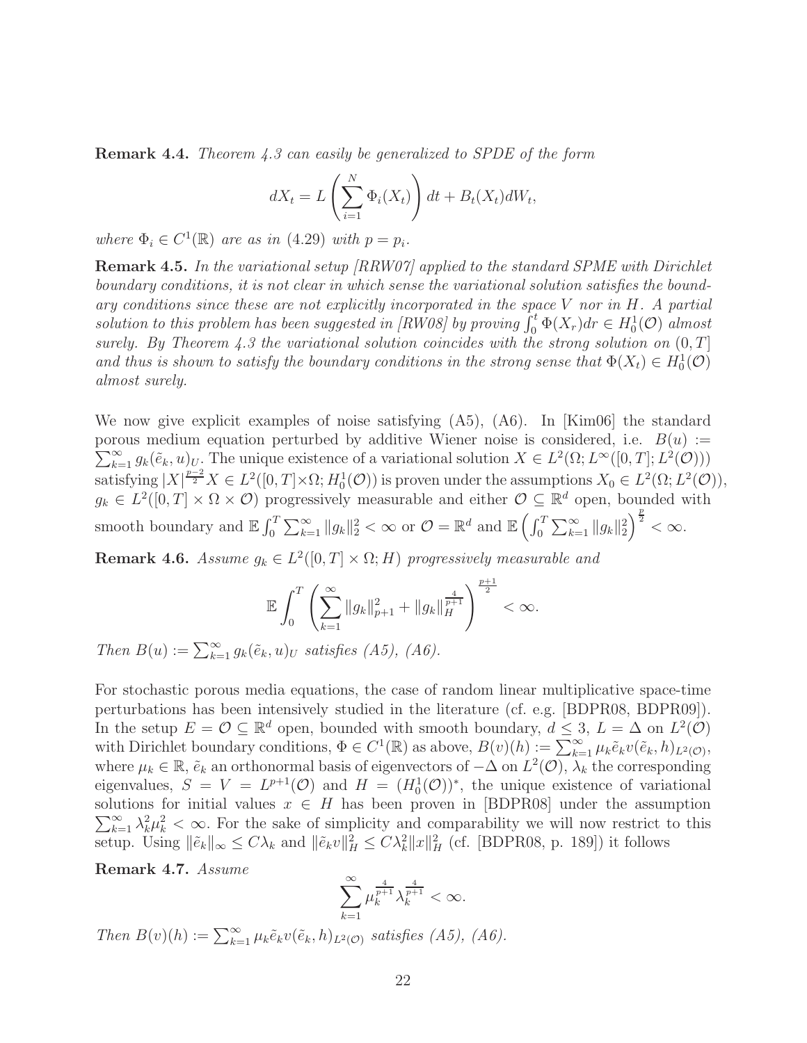**Remark 4.4.** *Theorem 4.3 can easily be generalized to SPDE of the form*

$$dX_t = L\left(\sum_{i=1}^{N} \Phi_i(X_t)\right) dt + B_t(X_t)dW_t,$$

*where $\Phi_i \in C^1(\mathbb{R})$ are as in (4.29) with $p = p_i$.*

**Remark 4.5.** *In the variational setup [RRW07] applied to the standard SPME with Dirichlet boundary conditions, it is not clear in which sense the variational solution satisfies the boundary conditions since these are not explicitly incorporated in the space $V$ nor in $H$. A partial solution to this problem has been suggested in [RW08] by proving $\int_0^t \Phi(X_r)dr \in H_0^1(\mathcal{O})$ almost surely. By Theorem 4.3 the variational solution coincides with the strong solution on $(0,T]$ and thus is shown to satisfy the boundary conditions in the strong sense that $\Phi(X_t) \in H_0^1(\mathcal{O})$ almost surely.*

We now give explicit examples of noise satisfying (A5), (A6). In [Kim06] the standard porous medium equation perturbed by additive Wiener noise is considered, i.e. $B(u) := \sum_{k=1}^{\infty} g_k(\tilde{e}_k, u)_U$. The unique existence of a variational solution $X \in L^2(\Omega; L^\infty([0,T]; L^2(\mathcal{O})))$ satisfying $|X|^{\frac{p-2}{2}}X \in L^2([0,T]\times\Omega; H_0^1(\mathcal{O}))$ is proven under the assumptions $X_0 \in L^2(\Omega; L^2(\mathcal{O}))$, $g_k \in L^2([0,T]\times\Omega\times\mathcal{O})$ progressively measurable and either $\mathcal{O} \subseteq \mathbb{R}^d$ open, bounded with smooth boundary and $\mathbb{E}\int_0^T \sum_{k=1}^{\infty} \|g_k\|_2^2 < \infty$ or $\mathcal{O} = \mathbb{R}^d$ and $\mathbb{E}\left(\int_0^T \sum_{k=1}^{\infty} \|g_k\|_2^2\right)^{\frac{p}{2}} < \infty$.

**Remark 4.6.** *Assume $g_k \in L^2([0,T]\times\Omega; H)$ progressively measurable and*

$$\mathbb{E}\int_0^T \left(\sum_{k=1}^{\infty} \|g_k\|_{p+1}^2 + \|g_k\|_H^{\frac{4}{p+1}}\right)^{\frac{p+1}{2}} < \infty.$$

*Then $B(u) := \sum_{k=1}^{\infty} g_k(\tilde{e}_k, u)_U$ satisfies (A5), (A6).*

For stochastic porous media equations, the case of random linear multiplicative space-time perturbations has been intensively studied in the literature (cf. e.g. [BDPR08, BDPR09]). In the setup $E = \mathcal{O} \subseteq \mathbb{R}^d$ open, bounded with smooth boundary, $d \leq 3$, $L = \Delta$ on $L^2(\mathcal{O})$ with Dirichlet boundary conditions, $\Phi \in C^1(\mathbb{R})$ as above, $B(v)(h) := \sum_{k=1}^{\infty} \mu_k \tilde{e}_k v(\tilde{e}_k, h)_{L^2(\mathcal{O})}$, where $\mu_k \in \mathbb{R}$, $\tilde{e}_k$ an orthonormal basis of eigenvectors of $-\Delta$ on $L^2(\mathcal{O})$, $\lambda_k$ the corresponding eigenvalues, $S = V = L^{p+1}(\mathcal{O})$ and $H = (H_0^1(\mathcal{O}))^*$, the unique existence of variational solutions for initial values $x \in H$ has been proven in [BDPR08] under the assumption $\sum_{k=1}^{\infty} \lambda_k^2 \mu_k^2 < \infty$. For the sake of simplicity and comparability we will now restrict to this setup. Using $\|\tilde{e}_k\|_\infty \leq C\lambda_k$ and $\|\tilde{e}_k v\|_H^2 \leq C\lambda_k^2 \|x\|_H^2$ (cf. [BDPR08, p. 189]) it follows

**Remark 4.7.** *Assume*

$$\sum_{k=1}^{\infty} \mu_k^{\frac{4}{p+1}} \lambda_k^{\frac{4}{p+1}} < \infty.$$

*Then $B(v)(h) := \sum_{k=1}^{\infty} \mu_k \tilde{e}_k v(\tilde{e}_k, h)_{L^2(\mathcal{O})}$ satisfies (A5), (A6).*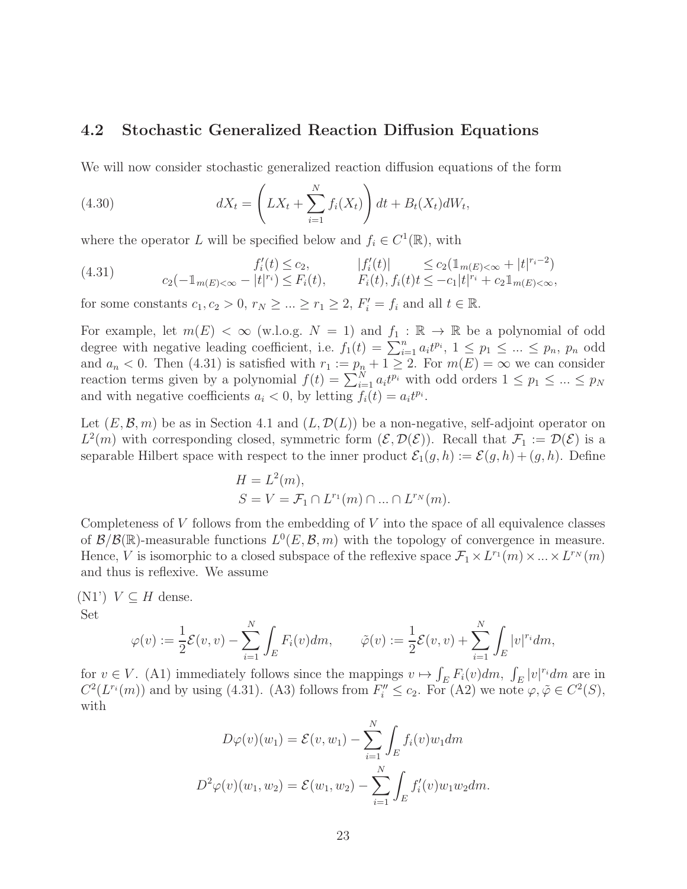### 4.2 Stochastic Generalized Reaction Diffusion Equations

We will now consider stochastic generalized reaction diffusion equations of the form

$$dX_t = \left( LX_t + \sum_{i=1}^{N} f_i(X_t) \right) dt + B_t(X_t) dW_t, \tag{4.30}$$

where the operator $L$ will be specified below and $f_i \in C^1(\mathbb{R})$, with

$$\begin{aligned} f_i'(t) &\le c_2, & |f_i'(t)| &\le c_2(\mathbb{1}_{m(E)<\infty} + |t|^{r_i-2}) \\ c_2(-\mathbb{1}_{m(E)<\infty} - |t|^{r_i}) &\le F_i(t), & F_i(t), f_i(t)t &\le -c_1|t|^{r_i} + c_2\mathbb{1}_{m(E)<\infty}, \end{aligned} \tag{4.31}$$

for some constants $c_1, c_2 > 0$, $r_N \ge \dots \ge r_1 \ge 2$, $F_i' = f_i$ and all $t \in \mathbb{R}$.

For example, let $m(E) < \infty$ (w.l.o.g. $N = 1$) and $f_1 : \mathbb{R} \to \mathbb{R}$ be a polynomial of odd degree with negative leading coefficient, i.e. $f_1(t) = \sum_{i=1}^{n} a_i t^{p_i}$, $1 \le p_1 \le \dots \le p_n$, $p_n$ odd and $a_n < 0$. Then (4.31) is satisfied with $r_1 := p_n + 1 \ge 2$. For $m(E) = \infty$ we can consider reaction terms given by a polynomial $f(t) = \sum_{i=1}^{N} a_i t^{p_i}$ with odd orders $1 \le p_1 \le \dots \le p_N$ and with negative coefficients $a_i < 0$, by letting $f_i(t) = a_i t^{p_i}$.

Let $(E, \mathcal{B}, m)$ be as in Section 4.1 and $(L, \mathcal{D}(L))$ be a non-negative, self-adjoint operator on $L^2(m)$ with corresponding closed, symmetric form $(\mathcal{E}, \mathcal{D}(\mathcal{E}))$. Recall that $\mathcal{F}_1 := \mathcal{D}(\mathcal{E})$ is a separable Hilbert space with respect to the inner product $\mathcal{E}_1(g, h) := \mathcal{E}(g, h) + (g, h)$. Define

$$\begin{aligned} H &= L^2(m), \\ S = V &= \mathcal{F}_1 \cap L^{r_1}(m) \cap \dots \cap L^{r_N}(m). \end{aligned}$$

Completeness of $V$ follows from the embedding of $V$ into the space of all equivalence classes of $\mathcal{B}/\mathcal{B}(\mathbb{R})$-measurable functions $L^0(E, \mathcal{B}, m)$ with the topology of convergence in measure. Hence, $V$ is isomorphic to a closed subspace of the reflexive space $\mathcal{F}_1 \times L^{r_1}(m) \times \dots \times L^{r_N}(m)$ and thus is reflexive. We assume

(N1') $V \subseteq H$ dense.

Set

$$\varphi(v) := \frac{1}{2}\mathcal{E}(v, v) - \sum_{i=1}^{N} \int_E F_i(v) dm, \qquad \tilde{\varphi}(v) := \frac{1}{2}\mathcal{E}(v, v) + \sum_{i=1}^{N} \int_E |v|^{r_i} dm,$$

for $v \in V$. (A1) immediately follows since the mappings $v \mapsto \int_E F_i(v) dm$, $\int_E |v|^{r_i} dm$ are in $C^2(L^{r_i}(m))$ and by using (4.31). (A3) follows from $F_i'' \le c_2$. For (A2) we note $\varphi, \tilde{\varphi} \in C^2(S)$, with

$$\begin{aligned} D\varphi(v)(w_1) &= \mathcal{E}(v, w_1) - \sum_{i=1}^{N} \int_E f_i(v) w_1 dm \\ D^2\varphi(v)(w_1, w_2) &= \mathcal{E}(w_1, w_2) - \sum_{i=1}^{N} \int_E f_i'(v) w_1 w_2 dm. \end{aligned}$$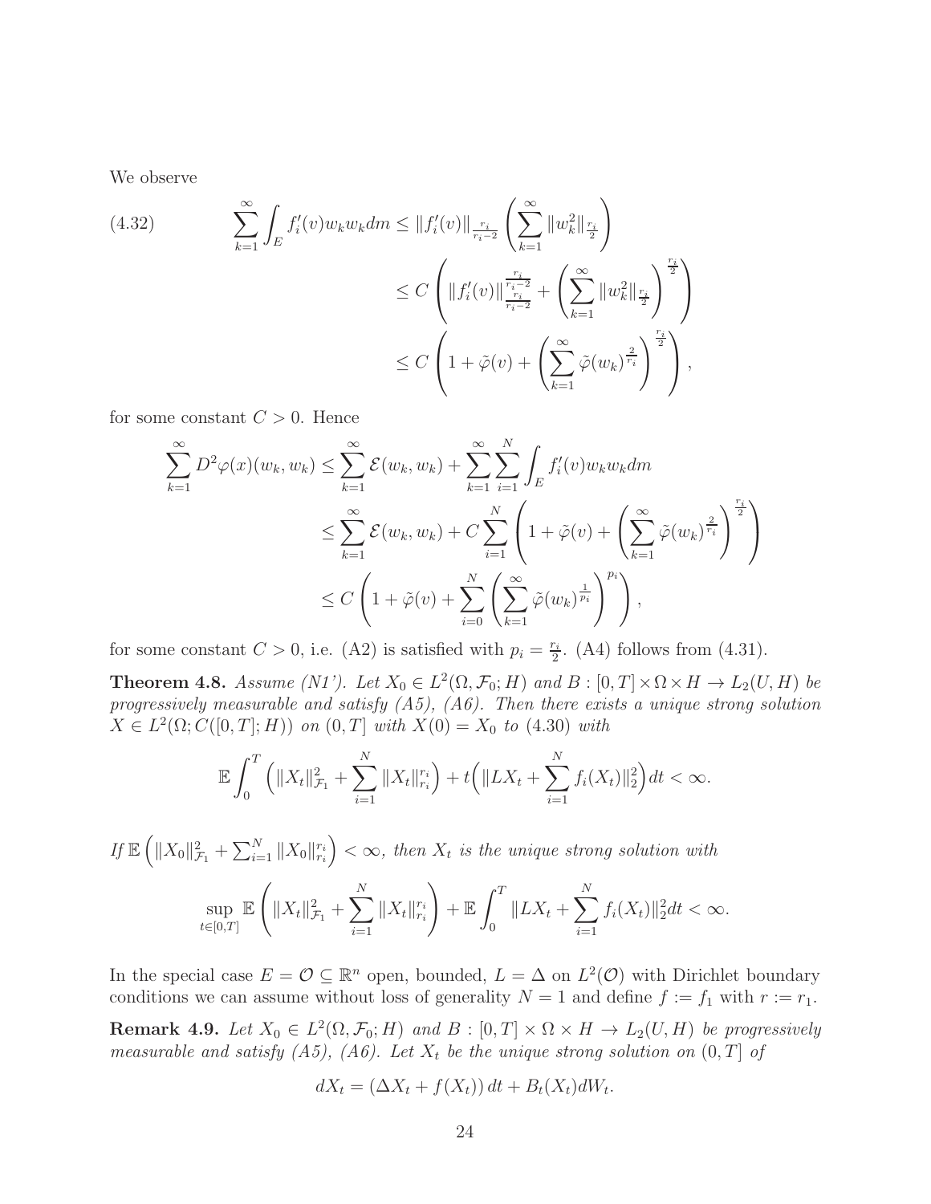We observe

$$
\begin{aligned}
(4.32) \qquad \sum_{k=1}^{\infty} \int_E f_i'(v) w_k w_k dm &\le \|f_i'(v)\|_{\frac{r_i}{r_i-2}} \left( \sum_{k=1}^{\infty} \|w_k^2\|_{\frac{r_i}{2}} \right) \\
&\le C \left( \|f_i'(v)\|_{\frac{r_i}{r_i-2}}^{\frac{r_i}{r_i-2}} + \left( \sum_{k=1}^{\infty} \|w_k^2\|_{\frac{r_i}{2}} \right)^{\frac{r_i}{2}} \right) \\
&\le C \left( 1 + \tilde{\varphi}(v) + \left( \sum_{k=1}^{\infty} \tilde{\varphi}(w_k)^{\frac{2}{r_i}} \right)^{\frac{r_i}{2}} \right),
\end{aligned}
$$

for some constant $C > 0$. Hence

$$
\begin{aligned}
\sum_{k=1}^{\infty} D^2\varphi(x)(w_k, w_k) &\le \sum_{k=1}^{\infty} \mathcal{E}(w_k, w_k) + \sum_{k=1}^{\infty} \sum_{i=1}^{N} \int_E f_i'(v) w_k w_k dm \\
&\le \sum_{k=1}^{\infty} \mathcal{E}(w_k, w_k) + C \sum_{i=1}^{N} \left( 1 + \tilde{\varphi}(v) + \left( \sum_{k=1}^{\infty} \tilde{\varphi}(w_k)^{\frac{2}{r_i}} \right)^{\frac{r_i}{2}} \right) \\
&\le C \left( 1 + \tilde{\varphi}(v) + \sum_{i=0}^{N} \left( \sum_{k=1}^{\infty} \tilde{\varphi}(w_k)^{\frac{1}{p_i}} \right)^{p_i} \right),
\end{aligned}
$$

for some constant $C > 0$, i.e. (A2) is satisfied with $p_i = \frac{r_i}{2}$. (A4) follows from (4.31).

**Theorem 4.8.** *Assume (N1'). Let $X_0 \in L^2(\Omega, \mathcal{F}_0; H)$ and $B : [0,T] \times \Omega \times H \to L_2(U, H)$ be progressively measurable and satisfy (A5), (A6). Then there exists a unique strong solution $X \in L^2(\Omega; C([0,T]; H))$ on $(0,T]$ with $X(0) = X_0$ to (4.30) with*

$$
\mathbb{E} \int_0^T \left( \|X_t\|_{\mathcal{F}_1}^2 + \sum_{i=1}^{N} \|X_t\|_{r_i}^{r_i} \right) + t \Big( \|LX_t + \sum_{i=1}^{N} f_i(X_t)\|_2^2 \Big) dt < \infty.
$$

*If $\mathbb{E} \left( \|X_0\|_{\mathcal{F}_1}^2 + \sum_{i=1}^{N} \|X_0\|_{r_i}^{r_i} \right) < \infty$, then $X_t$ is the unique strong solution with*

$$
\sup_{t \in [0,T]} \mathbb{E} \left( \|X_t\|_{\mathcal{F}_1}^2 + \sum_{i=1}^{N} \|X_t\|_{r_i}^{r_i} \right) + \mathbb{E} \int_0^T \|LX_t + \sum_{i=1}^{N} f_i(X_t)\|_2^2 dt < \infty.
$$

In the special case $E = \mathcal{O} \subseteq \mathbb{R}^n$ open, bounded, $L = \Delta$ on $L^2(\mathcal{O})$ with Dirichlet boundary conditions we can assume without loss of generality $N = 1$ and define $f := f_1$ with $r := r_1$.

**Remark 4.9.** *Let $X_0 \in L^2(\Omega, \mathcal{F}_0; H)$ and $B : [0,T] \times \Omega \times H \to L_2(U, H)$ be progressively measurable and satisfy (A5), (A6). Let $X_t$ be the unique strong solution on $(0,T]$ of*

$$
dX_t = \left( \Delta X_t + f(X_t) \right) dt + B_t(X_t) dW_t.
$$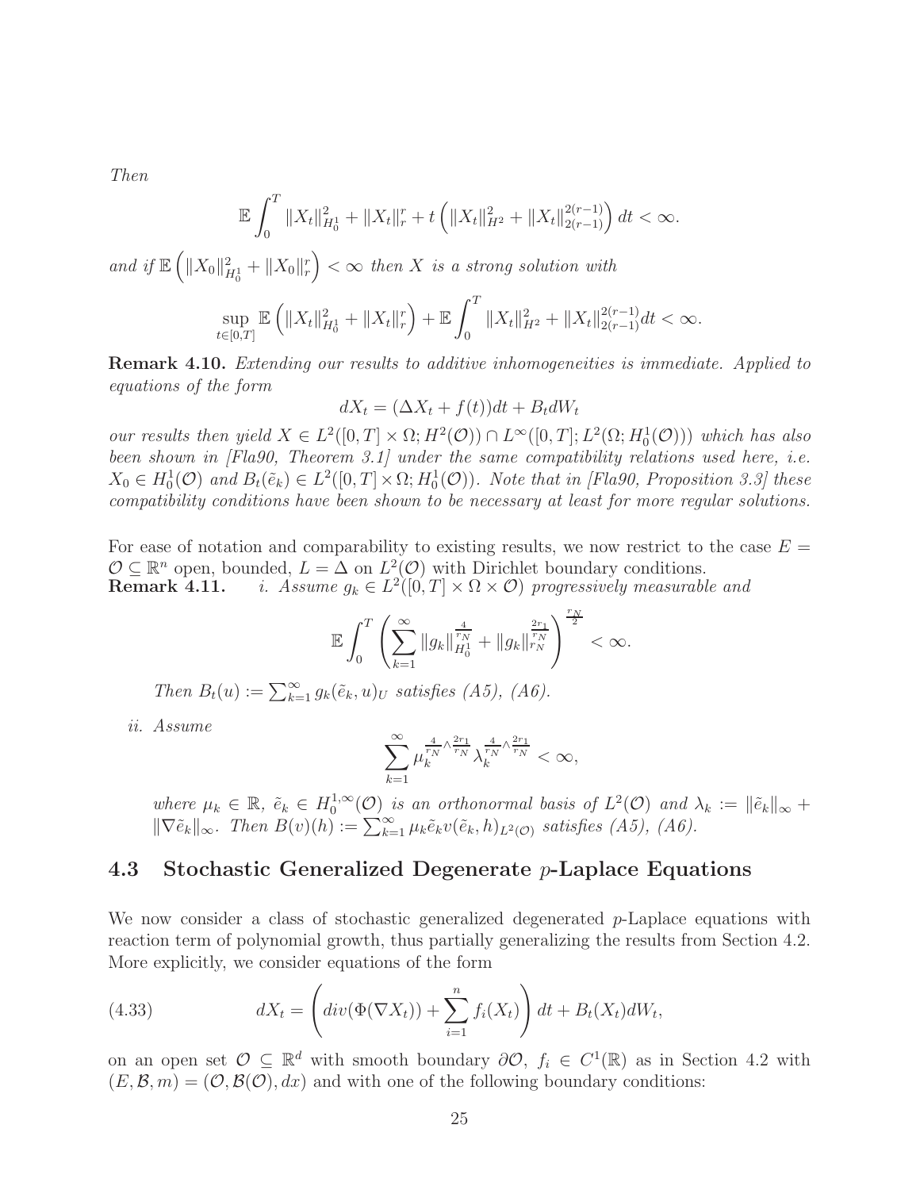*Then*

$$\mathbb{E}\int_0^T \|X_t\|_{H_0^1}^2 + \|X_t\|_r^r + t\left(\|X_t\|_{H^2}^2 + \|X_t\|_{2(r-1)}^{2(r-1)}\right) dt < \infty.$$

*and if* $\mathbb{E}\left(\|X_0\|_{H_0^1}^2 + \|X_0\|_r^r\right) < \infty$ *then* $X$ *is a strong solution with*

$$\sup_{t\in[0,T]} \mathbb{E}\left(\|X_t\|_{H_0^1}^2 + \|X_t\|_r^r\right) + \mathbb{E}\int_0^T \|X_t\|_{H^2}^2 + \|X_t\|_{2(r-1)}^{2(r-1)} dt < \infty.$$

**Remark 4.10.** *Extending our results to additive inhomogeneities is immediate. Applied to equations of the form*

$$dX_t = (\Delta X_t + f(t))dt + B_t dW_t$$

*our results then yield* $X \in L^2([0,T]\times\Omega; H^2(\mathcal{O})) \cap L^\infty([0,T]; L^2(\Omega; H_0^1(\mathcal{O})))$ *which has also been shown in [Fla90, Theorem 3.1] under the same compatibility relations used here, i.e.* $X_0 \in H_0^1(\mathcal{O})$ *and* $B_t(\tilde{e}_k) \in L^2([0,T]\times\Omega; H_0^1(\mathcal{O}))$*. Note that in [Fla90, Proposition 3.3] these compatibility conditions have been shown to be necessary at least for more regular solutions.*

For ease of notation and comparability to existing results, we now restrict to the case $E = \mathcal{O} \subseteq \mathbb{R}^n$ open, bounded, $L = \Delta$ on $L^2(\mathcal{O})$ with Dirichlet boundary conditions.

**Remark 4.11.** *i. Assume* $g_k \in L^2([0,T]\times\Omega\times\mathcal{O})$ *progressively measurable and*

$$\mathbb{E}\int_0^T \left(\sum_{k=1}^\infty \|g_k\|_{H_0^1}^{\frac{4}{r_N}} + \|g_k\|_{r_N}^{\frac{2r_1}{r_N}}\right)^{\frac{r_N}{2}} < \infty.$$

*Then* $B_t(u) := \sum_{k=1}^\infty g_k(\tilde{e}_k, u)_U$ *satisfies (A5), (A6).*

*ii. Assume*

$$\sum_{k=1}^\infty \mu_k^{\frac{4}{r_N}\wedge\frac{2r_1}{r_N}} \lambda_k^{\frac{4}{r_N}\wedge\frac{2r_1}{r_N}} < \infty,$$

*where* $\mu_k \in \mathbb{R}$*,* $\tilde{e}_k \in H_0^{1,\infty}(\mathcal{O})$ *is an orthonormal basis of* $L^2(\mathcal{O})$ *and* $\lambda_k := \|\tilde{e}_k\|_\infty + \|\nabla\tilde{e}_k\|_\infty$*. Then* $B(v)(h) := \sum_{k=1}^\infty \mu_k \tilde{e}_k v(\tilde{e}_k, h)_{L^2(\mathcal{O})}$ *satisfies (A5), (A6).*

## 4.3 Stochastic Generalized Degenerate $p$-Laplace Equations

We now consider a class of stochastic generalized degenerated $p$-Laplace equations with reaction term of polynomial growth, thus partially generalizing the results from Section 4.2. More explicitly, we consider equations of the form

$$dX_t = \left(div(\Phi(\nabla X_t)) + \sum_{i=1}^n f_i(X_t)\right) dt + B_t(X_t)dW_t, \tag{4.33}$$

on an open set $\mathcal{O} \subseteq \mathbb{R}^d$ with smooth boundary $\partial\mathcal{O}$, $f_i \in C^1(\mathbb{R})$ as in Section 4.2 with $(E, \mathcal{B}, m) = (\mathcal{O}, \mathcal{B}(\mathcal{O}), dx)$ and with one of the following boundary conditions: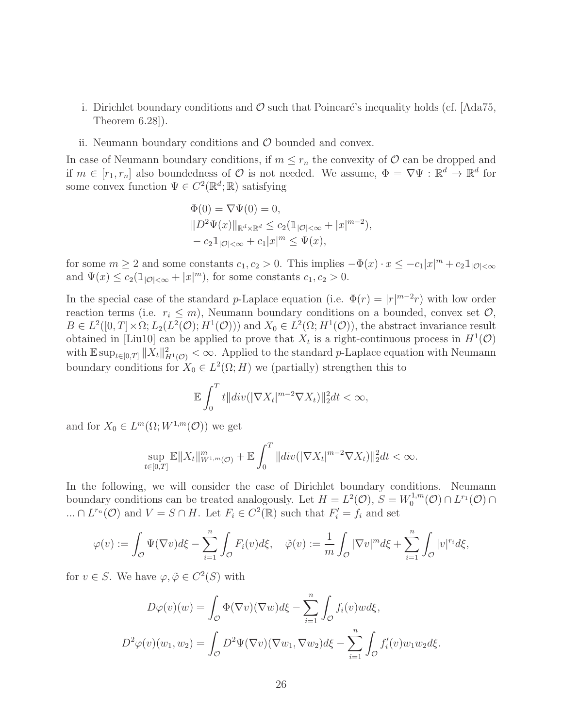i. Dirichlet boundary conditions and $\mathcal{O}$ such that Poincaré's inequality holds (cf. [Ada75, Theorem 6.28]).

ii. Neumann boundary conditions and $\mathcal{O}$ bounded and convex.

In case of Neumann boundary conditions, if $m \le r_n$ the convexity of $\mathcal{O}$ can be dropped and if $m \in [r_1, r_n]$ also boundedness of $\mathcal{O}$ is not needed. We assume, $\Phi = \nabla\Psi : \mathbb{R}^d \to \mathbb{R}^d$ for some convex function $\Psi \in C^2(\mathbb{R}^d; \mathbb{R})$ satisfying

$$
\begin{aligned}
&\Phi(0) = \nabla\Psi(0) = 0, \\
&\|D^2\Psi(x)\|_{\mathbb{R}^d \times \mathbb{R}^d} \le c_2(\mathbb{1}_{|\mathcal{O}|<\infty} + |x|^{m-2}), \\
&-c_2 \mathbb{1}_{|\mathcal{O}|<\infty} + c_1|x|^m \le \Psi(x),
\end{aligned}
$$

for some $m \ge 2$ and some constants $c_1, c_2 > 0$. This implies $-\Phi(x)\cdot x \le -c_1|x|^m + c_2\mathbb{1}_{|\mathcal{O}|<\infty}$ and $\Psi(x) \le c_2(\mathbb{1}_{|\mathcal{O}|<\infty} + |x|^m)$, for some constants $c_1, c_2 > 0$.

In the special case of the standard $p$-Laplace equation (i.e. $\Phi(r) = |r|^{m-2}r$) with low order reaction terms (i.e. $r_i \le m$), Neumann boundary conditions on a bounded, convex set $\mathcal{O}$, $B \in L^2([0,T]\times\Omega; L_2(L^2(\mathcal{O}); H^1(\mathcal{O})))$ and $X_0 \in L^2(\Omega; H^1(\mathcal{O}))$, the abstract invariance result obtained in [Liu10] can be applied to prove that $X_t$ is a right-continuous process in $H^1(\mathcal{O})$ with $\mathbb{E}\sup_{t\in[0,T]}\|X_t\|^2_{H^1(\mathcal{O})} < \infty$. Applied to the standard $p$-Laplace equation with Neumann boundary conditions for $X_0 \in L^2(\Omega; H)$ we (partially) strengthen this to

$$
\mathbb{E}\int_0^T t\|div(|\nabla X_t|^{m-2}\nabla X_t)\|_2^2 dt < \infty,
$$

and for $X_0 \in L^m(\Omega; W^{1,m}(\mathcal{O}))$ we get

$$
\sup_{t\in[0,T]} \mathbb{E}\|X_t\|^m_{W^{1,m}(\mathcal{O})} + \mathbb{E}\int_0^T \|div(|\nabla X_t|^{m-2}\nabla X_t)\|_2^2 dt < \infty.
$$

In the following, we will consider the case of Dirichlet boundary conditions. Neumann boundary conditions can be treated analogously. Let $H = L^2(\mathcal{O})$, $S = W_0^{1,m}(\mathcal{O}) \cap L^{r_1}(\mathcal{O}) \cap \ldots \cap L^{r_n}(\mathcal{O})$ and $V = S \cap H$. Let $F_i \in C^2(\mathbb{R})$ such that $F_i' = f_i$ and set

$$
\varphi(v) := \int_{\mathcal{O}} \Psi(\nabla v)d\xi - \sum_{i=1}^n \int_{\mathcal{O}} F_i(v)d\xi, \quad \tilde{\varphi}(v) := \frac{1}{m}\int_{\mathcal{O}} |\nabla v|^m d\xi + \sum_{i=1}^n \int_{\mathcal{O}} |v|^{r_i} d\xi,
$$

for $v \in S$. We have $\varphi, \tilde{\varphi} \in C^2(S)$ with

$$
\begin{aligned}
D\varphi(v)(w) &= \int_{\mathcal{O}} \Phi(\nabla v)(\nabla w)d\xi - \sum_{i=1}^n \int_{\mathcal{O}} f_i(v)w d\xi, \\
D^2\varphi(v)(w_1, w_2) &= \int_{\mathcal{O}} D^2\Psi(\nabla v)(\nabla w_1, \nabla w_2)d\xi - \sum_{i=1}^n \int_{\mathcal{O}} f_i'(v)w_1 w_2 d\xi.
\end{aligned}
$$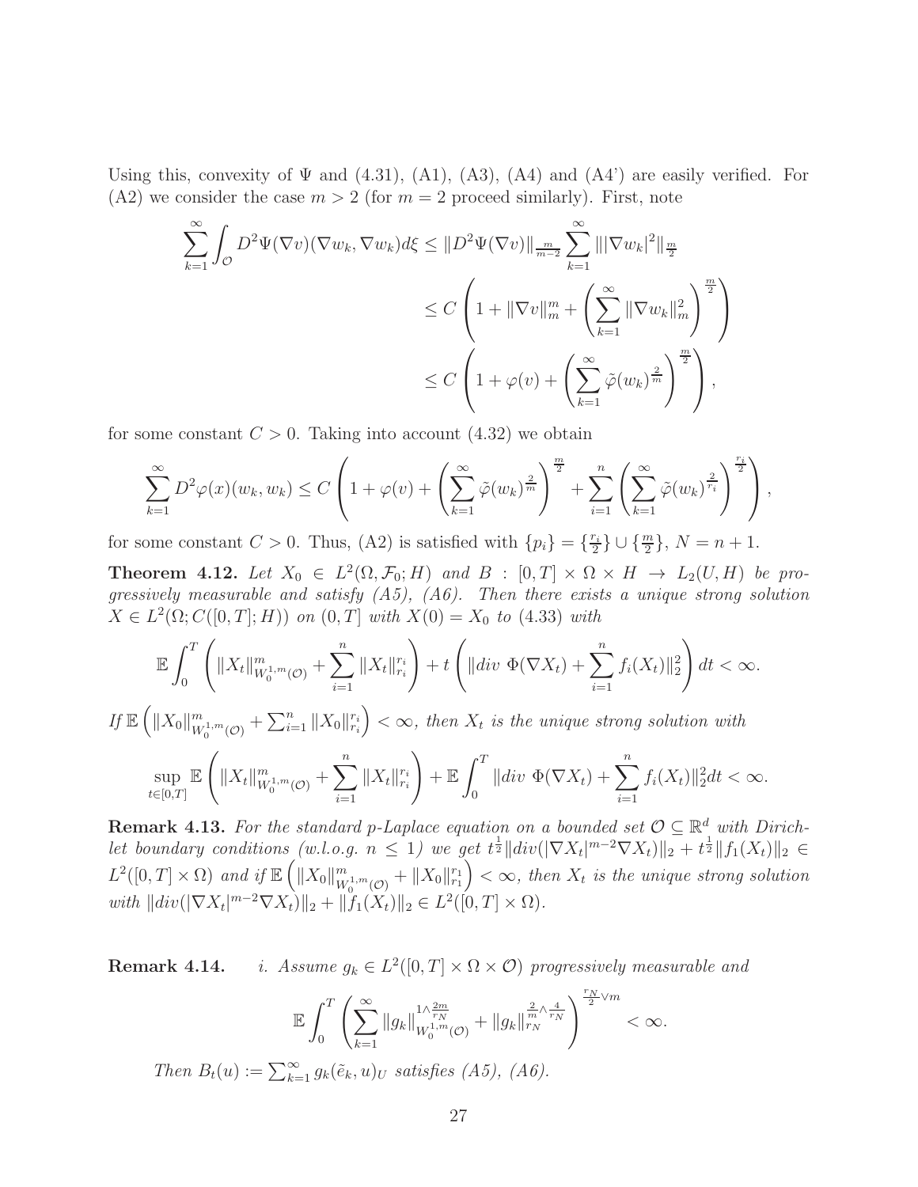Using this, convexity of $\Psi$ and (4.31), (A1), (A3), (A4) and (A4') are easily verified. For (A2) we consider the case $m > 2$ (for $m = 2$ proceed similarly). First, note

$$
\begin{aligned}
\sum_{k=1}^{\infty} \int_{\mathcal{O}} D^2\Psi(\nabla v)(\nabla w_k, \nabla w_k) d\xi &\leq \|D^2\Psi(\nabla v)\|_{\frac{m}{m-2}} \sum_{k=1}^{\infty} \||\nabla w_k|^2\|_{\frac{m}{2}} \\
&\leq C \left( 1 + \|\nabla v\|_m^m + \left( \sum_{k=1}^{\infty} \|\nabla w_k\|_m^2 \right)^{\frac{m}{2}} \right) \\
&\leq C \left( 1 + \varphi(v) + \left( \sum_{k=1}^{\infty} \tilde{\varphi}(w_k)^{\frac{2}{m}} \right)^{\frac{m}{2}} \right),
\end{aligned}
$$

for some constant $C > 0$. Taking into account (4.32) we obtain

$$
\sum_{k=1}^{\infty} D^2\varphi(x)(w_k, w_k) \leq C \left( 1 + \varphi(v) + \left( \sum_{k=1}^{\infty} \tilde{\varphi}(w_k)^{\frac{2}{m}} \right)^{\frac{m}{2}} + \sum_{i=1}^{n} \left( \sum_{k=1}^{\infty} \tilde{\varphi}(w_k)^{\frac{2}{r_i}} \right)^{\frac{r_i}{2}} \right),
$$

for some constant $C > 0$. Thus, (A2) is satisfied with $\{p_i\} = \{\frac{r_i}{2}\} \cup \{\frac{m}{2}\}$, $N = n + 1$.

**Theorem 4.12.** *Let $X_0 \in L^2(\Omega, \mathcal{F}_0; H)$ and $B : [0, T] \times \Omega \times H \to L_2(U, H)$ be progressively measurable and satisfy (A5), (A6). Then there exists a unique strong solution $X \in L^2(\Omega; C([0, T]; H))$ on $(0, T]$ with $X(0) = X_0$ to (4.33) with*

$$
\mathbb{E} \int_0^T \left( \|X_t\|_{W_0^{1,m}(\mathcal{O})}^m + \sum_{i=1}^{n} \|X_t\|_{r_i}^{r_i} \right) + t \left( \|div\ \Phi(\nabla X_t) + \sum_{i=1}^{n} f_i(X_t)\|_2^2 \right) dt < \infty.
$$

*If $\mathbb{E} \left( \|X_0\|_{W_0^{1,m}(\mathcal{O})}^m + \sum_{i=1}^{n} \|X_0\|_{r_i}^{r_i} \right) < \infty$, then $X_t$ is the unique strong solution with*

$$
\sup_{t \in [0,T]} \mathbb{E} \left( \|X_t\|_{W_0^{1,m}(\mathcal{O})}^m + \sum_{i=1}^{n} \|X_t\|_{r_i}^{r_i} \right) + \mathbb{E} \int_0^T \|div\ \Phi(\nabla X_t) + \sum_{i=1}^{n} f_i(X_t)\|_2^2 dt < \infty.
$$

**Remark 4.13.** *For the standard p-Laplace equation on a bounded set $\mathcal{O} \subseteq \mathbb{R}^d$ with Dirichlet boundary conditions (w.l.o.g. $n \leq 1$) we get $t^{\frac{1}{2}}\|div(|\nabla X_t|^{m-2}\nabla X_t)\|_2 + t^{\frac{1}{2}}\|f_1(X_t)\|_2 \in L^2([0, T] \times \Omega)$ and if $\mathbb{E} \left( \|X_0\|_{W_0^{1,m}(\mathcal{O})}^m + \|X_0\|_{r_1}^{r_1} \right) < \infty$, then $X_t$ is the unique strong solution with $\|div(|\nabla X_t|^{m-2}\nabla X_t)\|_2 + \|f_1(X_t)\|_2 \in L^2([0, T] \times \Omega)$.*

**Remark 4.14.** *i. Assume $g_k \in L^2([0, T] \times \Omega \times \mathcal{O})$ progressively measurable and*

$$
\mathbb{E} \int_0^T \left( \sum_{k=1}^{\infty} \|g_k\|_{W_0^{1,m}(\mathcal{O})}^{1 \wedge \frac{2m}{r_N}} + \|g_k\|_{r_N}^{\frac{2}{m} \wedge \frac{4}{r_N}} \right)^{\frac{r_N}{2} \vee m} < \infty.
$$

*Then $B_t(u) := \sum_{k=1}^{\infty} g_k(\tilde{e}_k, u)_U$ satisfies (A5), (A6).*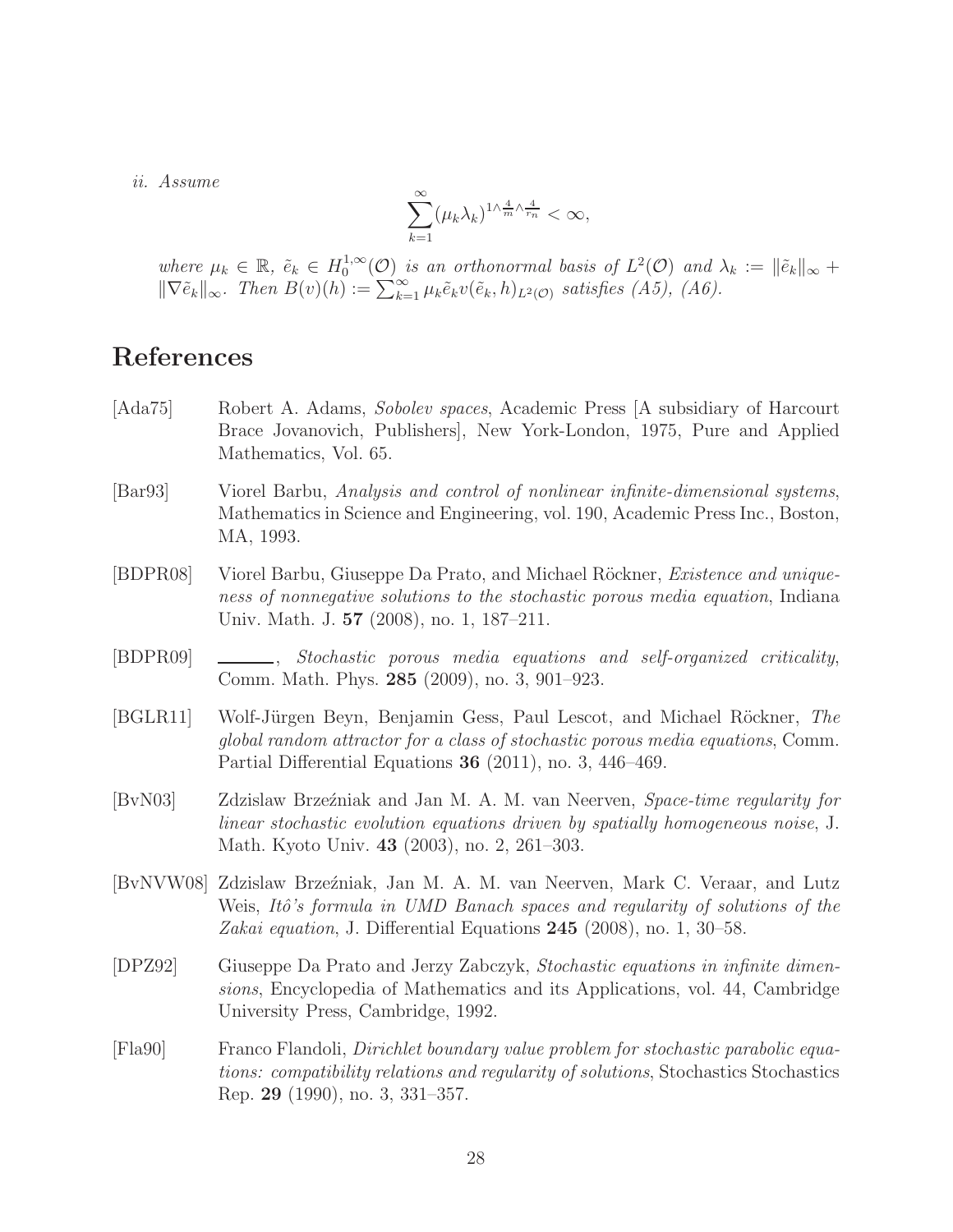*ii. Assume*

$$\sum_{k=1}^{\infty} (\mu_k \lambda_k)^{1 \wedge \frac{4}{m} \wedge \frac{4}{r_n}} < \infty,$$

*where $\mu_k \in \mathbb{R}$, $\tilde{e}_k \in H_0^{1,\infty}(\mathcal{O})$ is an orthonormal basis of $L^2(\mathcal{O})$ and $\lambda_k := \|\tilde{e}_k\|_\infty + \|\nabla \tilde{e}_k\|_\infty$. Then $B(v)(h) := \sum_{k=1}^{\infty} \mu_k \tilde{e}_k v(\tilde{e}_k, h)_{L^2(\mathcal{O})}$ satisfies (A5), (A6).*

# References

[Ada75] Robert A. Adams, *Sobolev spaces*, Academic Press [A subsidiary of Harcourt Brace Jovanovich, Publishers], New York-London, 1975, Pure and Applied Mathematics, Vol. 65.

[Bar93] Viorel Barbu, *Analysis and control of nonlinear infinite-dimensional systems*, Mathematics in Science and Engineering, vol. 190, Academic Press Inc., Boston, MA, 1993.

[BDPR08] Viorel Barbu, Giuseppe Da Prato, and Michael Röckner, *Existence and uniqueness of nonnegative solutions to the stochastic porous media equation*, Indiana Univ. Math. J. **57** (2008), no. 1, 187–211.

[BDPR09] ______, *Stochastic porous media equations and self-organized criticality*, Comm. Math. Phys. **285** (2009), no. 3, 901–923.

[BGLR11] Wolf-Jürgen Beyn, Benjamin Gess, Paul Lescot, and Michael Röckner, *The global random attractor for a class of stochastic porous media equations*, Comm. Partial Differential Equations **36** (2011), no. 3, 446–469.

[BvN03] Zdzisław Brzeźniak and Jan M. A. M. van Neerven, *Space-time regularity for linear stochastic evolution equations driven by spatially homogeneous noise*, J. Math. Kyoto Univ. **43** (2003), no. 2, 261–303.

[BvNVW08] Zdzisław Brzeźniak, Jan M. A. M. van Neerven, Mark C. Veraar, and Lutz Weis, *Itô's formula in UMD Banach spaces and regularity of solutions of the Zakai equation*, J. Differential Equations **245** (2008), no. 1, 30–58.

[DPZ92] Giuseppe Da Prato and Jerzy Zabczyk, *Stochastic equations in infinite dimensions*, Encyclopedia of Mathematics and its Applications, vol. 44, Cambridge University Press, Cambridge, 1992.

[Fla90] Franco Flandoli, *Dirichlet boundary value problem for stochastic parabolic equations: compatibility relations and regularity of solutions*, Stochastics Stochastics Rep. **29** (1990), no. 3, 331–357.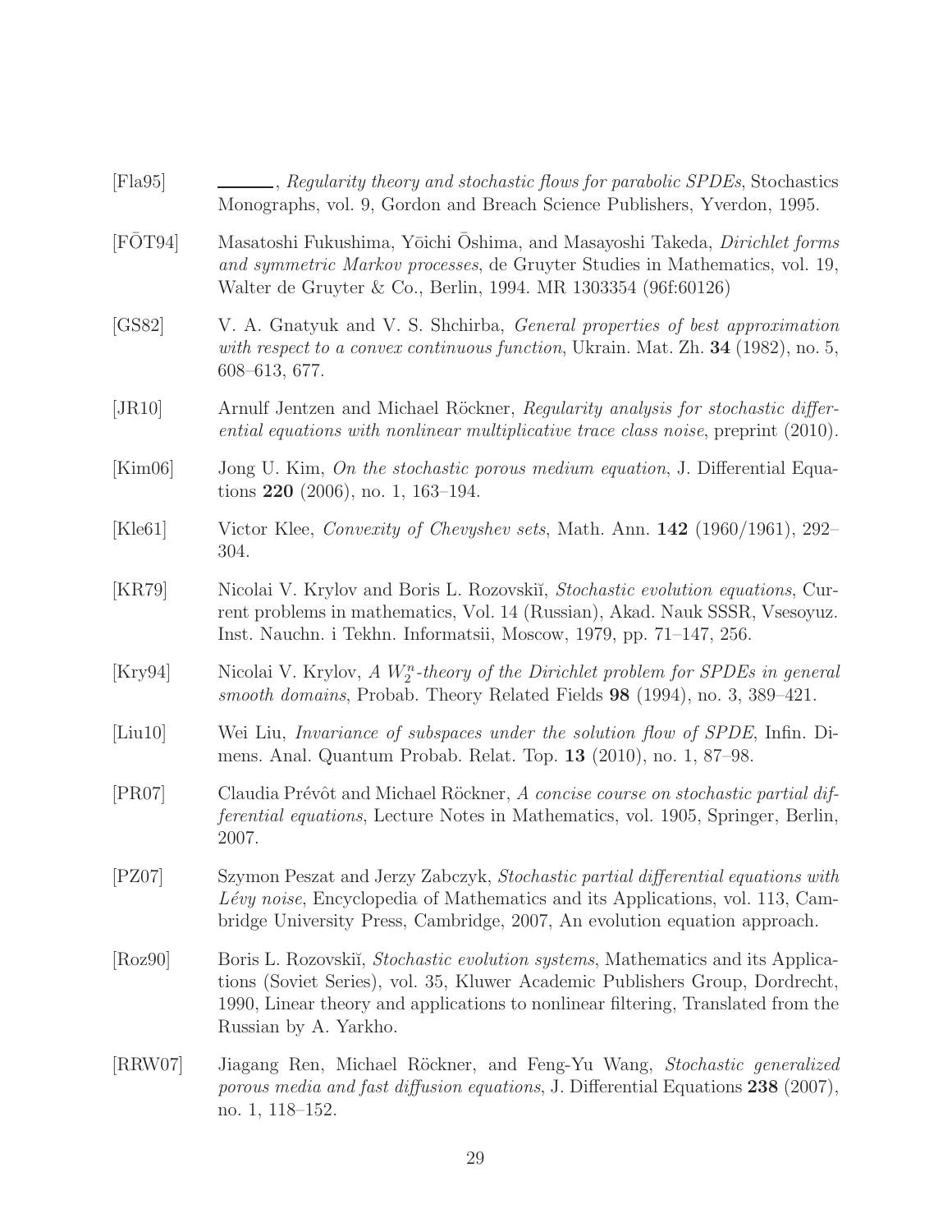[Fla95] ———, *Regularity theory and stochastic flows for parabolic SPDEs*, Stochastics Monographs, vol. 9, Gordon and Breach Science Publishers, Yverdon, 1995.

[FŌT94] Masatoshi Fukushima, Yōichi Ōshima, and Masayoshi Takeda, *Dirichlet forms and symmetric Markov processes*, de Gruyter Studies in Mathematics, vol. 19, Walter de Gruyter & Co., Berlin, 1994. MR 1303354 (96f:60126)

[GS82] V. A. Gnatyuk and V. S. Shchirba, *General properties of best approximation with respect to a convex continuous function*, Ukrain. Mat. Zh. **34** (1982), no. 5, 608–613, 677.

[JR10] Arnulf Jentzen and Michael Röckner, *Regularity analysis for stochastic differential equations with nonlinear multiplicative trace class noise*, preprint (2010).

[Kim06] Jong U. Kim, *On the stochastic porous medium equation*, J. Differential Equations **220** (2006), no. 1, 163–194.

[Kle61] Victor Klee, *Convexity of Chevyshev sets*, Math. Ann. **142** (1960/1961), 292–304.

[KR79] Nicolai V. Krylov and Boris L. Rozovskiĭ, *Stochastic evolution equations*, Current problems in mathematics, Vol. 14 (Russian), Akad. Nauk SSSR, Vsesoyuz. Inst. Nauchn. i Tekhn. Informatsii, Moscow, 1979, pp. 71–147, 256.

[Kry94] Nicolai V. Krylov, *A $W_2^n$-theory of the Dirichlet problem for SPDEs in general smooth domains*, Probab. Theory Related Fields **98** (1994), no. 3, 389–421.

[Liu10] Wei Liu, *Invariance of subspaces under the solution flow of SPDE*, Infin. Dimens. Anal. Quantum Probab. Relat. Top. **13** (2010), no. 1, 87–98.

[PR07] Claudia Prévôt and Michael Röckner, *A concise course on stochastic partial differential equations*, Lecture Notes in Mathematics, vol. 1905, Springer, Berlin, 2007.

[PZ07] Szymon Peszat and Jerzy Zabczyk, *Stochastic partial differential equations with Lévy noise*, Encyclopedia of Mathematics and its Applications, vol. 113, Cambridge University Press, Cambridge, 2007, An evolution equation approach.

[Roz90] Boris L. Rozovskiĭ, *Stochastic evolution systems*, Mathematics and its Applications (Soviet Series), vol. 35, Kluwer Academic Publishers Group, Dordrecht, 1990, Linear theory and applications to nonlinear filtering, Translated from the Russian by A. Yarkho.

[RRW07] Jiagang Ren, Michael Röckner, and Feng-Yu Wang, *Stochastic generalized porous media and fast diffusion equations*, J. Differential Equations **238** (2007), no. 1, 118–152.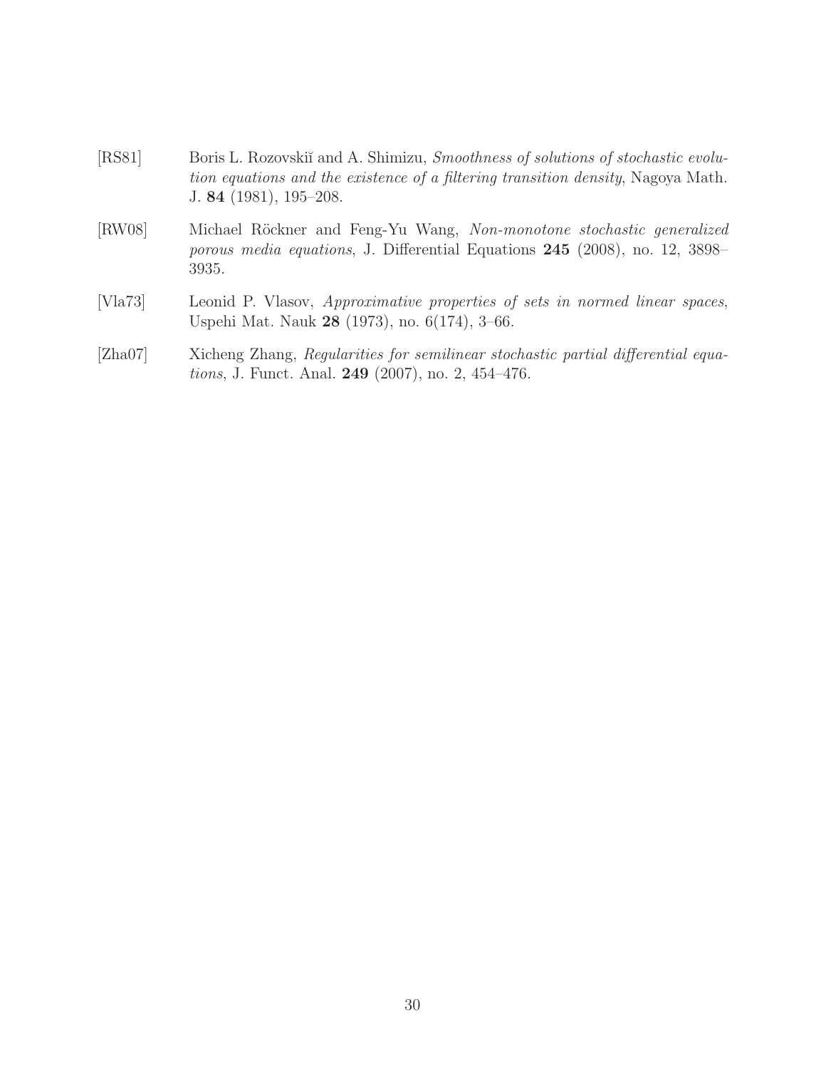[RS81] Boris L. Rozovskiĭ and A. Shimizu, *Smoothness of solutions of stochastic evolution equations and the existence of a filtering transition density*, Nagoya Math. J. **84** (1981), 195–208.

[RW08] Michael Röckner and Feng-Yu Wang, *Non-monotone stochastic generalized porous media equations*, J. Differential Equations **245** (2008), no. 12, 3898–3935.

[Vla73] Leonid P. Vlasov, *Approximative properties of sets in normed linear spaces*, Uspehi Mat. Nauk **28** (1973), no. 6(174), 3–66.

[Zha07] Xicheng Zhang, *Regularities for semilinear stochastic partial differential equations*, J. Funct. Anal. **249** (2007), no. 2, 454–476.